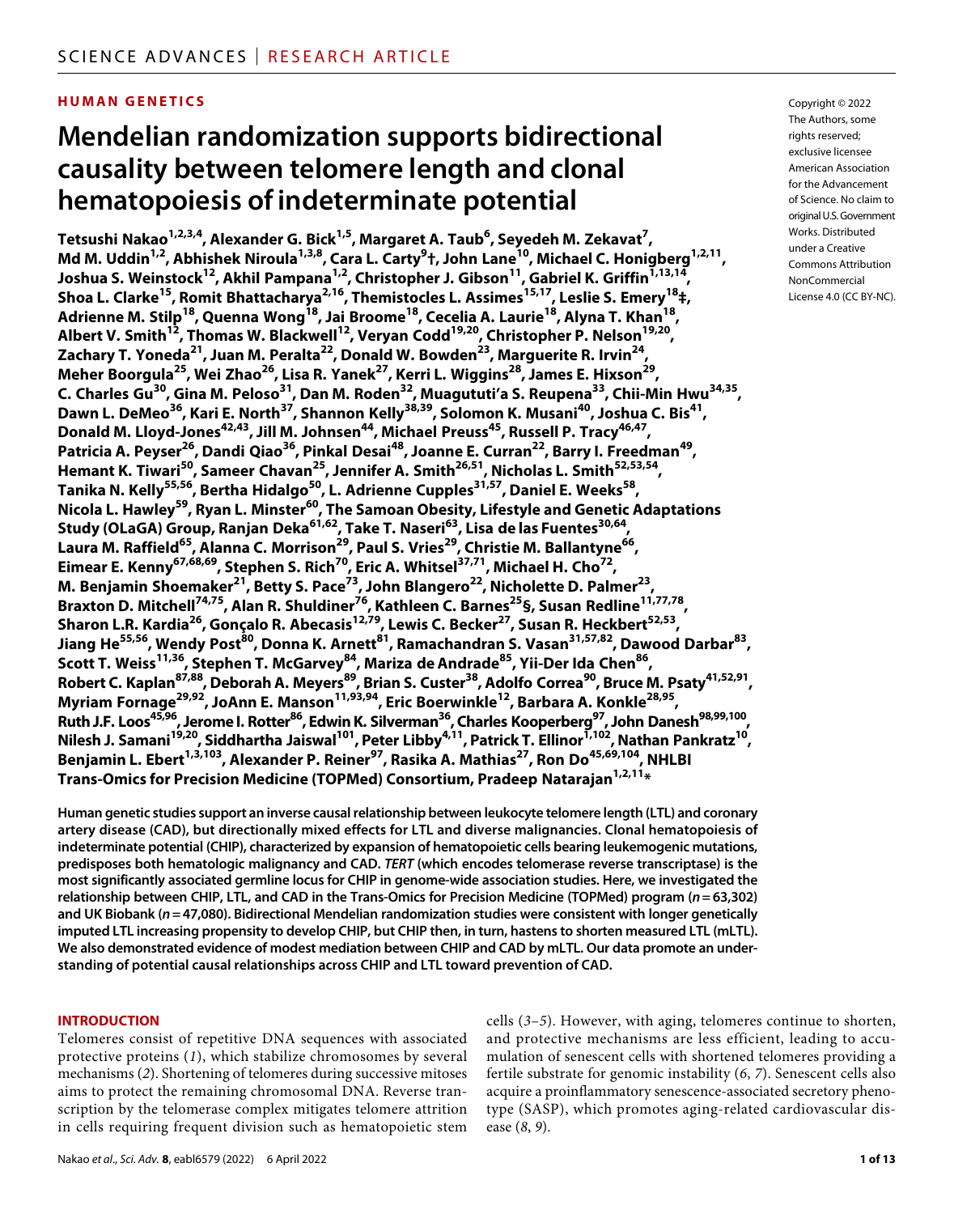SCIENCE ADVANCES | RESEARCH ARTICLE

**HUMAN GENETICS**

# Mendelian randomization supports bidirectional causality between telomere length and clonal hematopoiesis of indeterminate potential

**Tetsushi Nakao[1,2,3,4], Alexander G. Bick[1,5], Margaret A. Taub[6], Seyedeh M. Zekavat[7], Md M. Uddin[1,2], Abhishek Niroula[1,3,8], Cara L. Carty[9]†, John Lane[10], Michael C. Honigberg[1,2,11], Joshua S. Weinstock[12], Akhil Pampana[1,2], Christopher J. Gibson[11], Gabriel K. Griffin[1,13,14], Shoa L. Clarke[15], Romit Bhattacharya[2,16], Themistocles L. Assimes[15,17], Leslie S. Emery[18]‡, Adrienne M. Stilp[18], Quenna Wong[18], Jai Broome[18], Cecelia A. Laurie[18], Alyna T. Khan[18], Albert V. Smith[12], Thomas W. Blackwell[12], Veryan Codd[19,20], Christopher P. Nelson[19,20], Zachary T. Yoneda[21], Juan M. Peralta[22], Donald W. Bowden[23], Marguerite R. Irvin[24], Meher Boorgula[25], Wei Zhao[26], Lisa R. Yanek[27], Kerri L. Wiggins[28], James E. Hixson[29], C. Charles Gu[30], Gina M. Peloso[31], Dan M. Roden[32], Muagututi'a S. Reupena[33], Chii-Min Hwu[34,35], Dawn L. DeMeo[36], Kari E. North[37], Shannon Kelly[38,39], Solomon K. Musani[40], Joshua C. Bis[41], Donald M. Lloyd-Jones[42,43], Jill M. Johnsen[44], Michael Preuss[45], Russell P. Tracy[46,47], Patricia A. Peyser[26], Dandi Qiao[36], Pinkal Desai[48], Joanne E. Curran[22], Barry I. Freedman[49], Hemant K. Tiwari[50], Sameer Chavan[25], Jennifer A. Smith[26,51], Nicholas L. Smith[52,53,54], Tanika N. Kelly[55,56], Bertha Hidalgo[50], L. Adrienne Cupples[31,57], Daniel E. Weeks[58], Nicola L. Hawley[59], Ryan L. Minster[60], The Samoan Obesity, Lifestyle and Genetic Adaptations Study (OLaGA) Group, Ranjan Deka[61,62], Take T. Naseri[63], Lisa de las Fuentes[30,64], Laura M. Raffield[65], Alanna C. Morrison[29], Paul S. Vries[29], Christie M. Ballantyne[66], Eimear E. Kenny[67,68,69], Stephen S. Rich[70], Eric A. Whitsel[37,71], Michael H. Cho[72], M. Benjamin Shoemaker[21], Betty S. Pace[73], John Blangero[22], Nicholette D. Palmer[23], Braxton D. Mitchell[74,75], Alan R. Shuldiner[76], Kathleen C. Barnes[25]§, Susan Redline[11,77,78], Sharon L.R. Kardia[26], Gonçalo R. Abecasis[12,79], Lewis C. Becker[27], Susan R. Heckbert[52,53], Jiang He[55,56], Wendy Post[80], Donna K. Arnett[81], Ramachandran S. Vasan[31,57,82], Dawood Darbar[83], Scott T. Weiss[11,36], Stephen T. McGarvey[84], Mariza de Andrade[85], Yii-Der Ida Chen[86], Robert C. Kaplan[87,88], Deborah A. Meyers[89], Brian S. Custer[38], Adolfo Correa[90], Bruce M. Psaty[41,52,91], Myriam Fornage[29,92], JoAnn E. Manson[11,93,94], Eric Boerwinkle[12], Barbara A. Konkle[28,95], Ruth J.F. Loos[45,96], Jerome I. Rotter[86], Edwin K. Silverman[36], Charles Kooperberg[97], John Danesh[98,99,100], Nilesh J. Samani[19,20], Siddhartha Jaiswal[101], Peter Libby[4,11], Patrick T. Ellinor[1,102], Nathan Pankratz[10], Benjamin L. Ebert[1,3,103], Alexander P. Reiner[97], Rasika A. Mathias[27], Ron Do[45,69,104], NHLBI Trans-Omics for Precision Medicine (TOPMed) Consortium, Pradeep Natarajan[1,2,11]***

Copyright © 2022 The Authors, some rights reserved; exclusive licensee American Association for the Advancement of Science. No claim to original U.S. Government Works. Distributed under a Creative Commons Attribution NonCommercial License 4.0 (CC BY-NC).

**Human genetic studies support an inverse causal relationship between leukocyte telomere length (LTL) and coronary artery disease (CAD), but directionally mixed effects for LTL and diverse malignancies. Clonal hematopoiesis of indeterminate potential (CHIP), characterized by expansion of hematopoietic cells bearing leukemogenic mutations, predisposes both hematologic malignancy and CAD. *TERT* (which encodes telomerase reverse transcriptase) is the most significantly associated germline locus for CHIP in genome-wide association studies. Here, we investigated the relationship between CHIP, LTL, and CAD in the Trans-Omics for Precision Medicine (TOPMed) program ($n = 63{,}302$) and UK Biobank ($n = 47{,}080$). Bidirectional Mendelian randomization studies were consistent with longer genetically imputed LTL increasing propensity to develop CHIP, but CHIP then, in turn, hastens to shorten measured LTL (mLTL). We also demonstrated evidence of modest mediation between CHIP and CAD by mLTL. Our data promote an understanding of potential causal relationships across CHIP and LTL toward prevention of CAD.**

## INTRODUCTION

Telomeres consist of repetitive DNA sequences with associated protective proteins (*1*), which stabilize chromosomes by several mechanisms (*2*). Shortening of telomeres during successive mitoses aims to protect the remaining chromosomal DNA. Reverse transcription by the telomerase complex mitigates telomere attrition in cells requiring frequent division such as hematopoietic stem cells (*3*–*5*). However, with aging, telomeres continue to shorten, and protective mechanisms are less efficient, leading to accumulation of senescent cells with shortened telomeres providing a fertile substrate for genomic instability (*6*, *7*). Senescent cells also acquire a proinflammatory senescence-associated secretory phenotype (SASP), which promotes aging-related cardiovascular disease (*8*, *9*).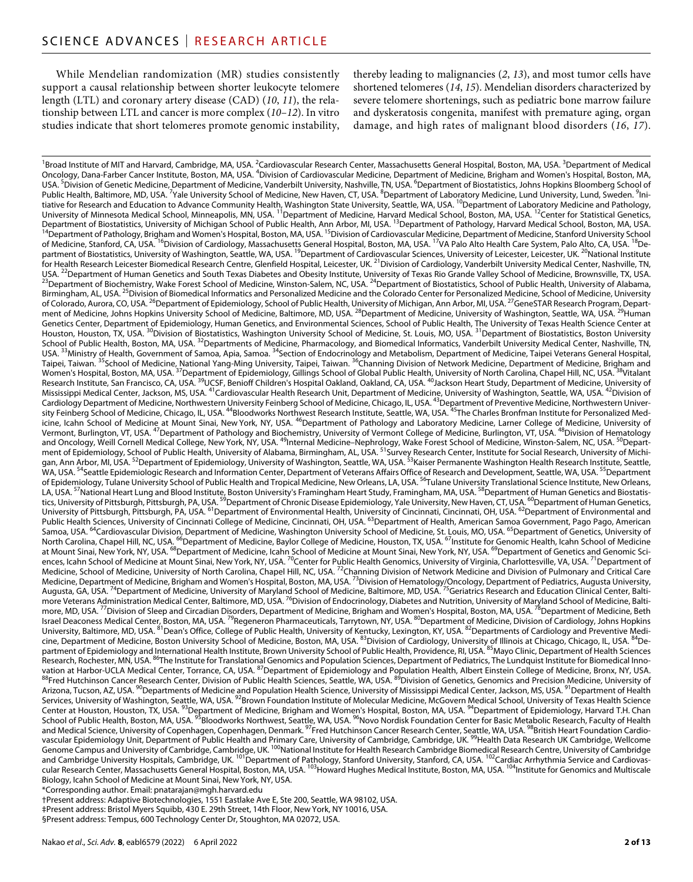While Mendelian randomization (MR) studies consistently support a causal relationship between shorter leukocyte telomere length (LTL) and coronary artery disease (CAD) (*10*, *11*), the relationship between LTL and cancer is more complex (*10*–*12*). In vitro studies indicate that short telomeres promote genomic instability, thereby leading to malignancies (*2*, *13*), and most tumor cells have shortened telomeres (*14*, *15*). Mendelian disorders characterized by severe telomere shortenings, such as pediatric bone marrow failure and dyskeratosis congenita, manifest with premature aging, organ damage, and high rates of malignant blood disorders (*16*, *17*).

---

[1]Broad Institute of MIT and Harvard, Cambridge, MA, USA. [2]Cardiovascular Research Center, Massachusetts General Hospital, Boston, MA, USA. [3]Department of Medical Oncology, Dana-Farber Cancer Institute, Boston, MA, USA. [4]Division of Cardiovascular Medicine, Department of Medicine, Brigham and Women's Hospital, Boston, MA, USA. [5]Division of Genetic Medicine, Department of Medicine, Vanderbilt University, Nashville, TN, USA. [6]Department of Biostatistics, Johns Hopkins Bloomberg School of Public Health, Baltimore, MD, USA. [7]Yale University School of Medicine, New Haven, CT, USA. [8]Department of Laboratory Medicine, Lund University, Lund, Sweden. [9]Initiative for Research and Education to Advance Community Health, Washington State University, Seattle, WA, USA. [10]Department of Laboratory Medicine and Pathology, University of Minnesota Medical School, Minneapolis, MN, USA. [11]Department of Medicine, Harvard Medical School, Boston, MA, USA. [12]Center for Statistical Genetics, Department of Biostatistics, University of Michigan School of Public Health, Ann Arbor, MI, USA. [13]Department of Pathology, Harvard Medical School, Boston, MA, USA. [14]Department of Pathology, Brigham and Women's Hospital, Boston, MA, USA. [15]Division of Cardiovascular Medicine, Department of Medicine, Stanford University School of Medicine, Stanford, CA, USA. [16]Division of Cardiology, Massachusetts General Hospital, Boston, MA, USA. [17]VA Palo Alto Health Care System, Palo Alto, CA, USA. [18]Department of Biostatistics, University of Washington, Seattle, WA, USA. [19]Department of Cardiovascular Sciences, University of Leicester, Leicester, UK. [20]National Institute for Health Research Leicester Biomedical Research Centre, Glenfield Hospital, Leicester, UK. [21]Division of Cardiology, Vanderbilt University Medical Center, Nashville, TN, USA. [22]Department of Human Genetics and South Texas Diabetes and Obesity Institute, University of Texas Rio Grande Valley School of Medicine, Brownsville, TX, USA. [23]Department of Biochemistry, Wake Forest School of Medicine, Winston-Salem, NC, USA. [24]Department of Biostatistics, School of Public Health, University of Alabama, Birmingham, AL, USA. [25]Division of Biomedical Informatics and Personalized Medicine and the Colorado Center for Personalized Medicine, School of Medicine, University of Colorado, Aurora, CO, USA. [26]Department of Epidemiology, School of Public Health, University of Michigan, Ann Arbor, MI, USA. [27]GeneSTAR Research Program, Department of Medicine, Johns Hopkins University School of Medicine, Baltimore, MD, USA. [28]Department of Medicine, University of Washington, Seattle, WA, USA. [29]Human Genetics Center, Department of Epidemiology, Human Genetics, and Environmental Sciences, School of Public Health, The University of Texas Health Science Center at Houston, Houston, TX, USA. [30]Division of Biostatistics, Washington University School of Medicine, St. Louis, MO, USA. [31]Department of Biostatistics, Boston University School of Public Health, Boston, MA, USA. [32]Departments of Medicine, Pharmacology, and Biomedical Informatics, Vanderbilt University Medical Center, Nashville, TN, USA. [33]Ministry of Health, Government of Samoa, Apia, Samoa. [34]Section of Endocrinology and Metabolism, Department of Medicine, Taipei Veterans General Hospital, Taipei, Taiwan. [35]School of Medicine, National Yang-Ming University, Taipei, Taiwan. [36]Channing Division of Network Medicine, Department of Medicine, Brigham and Women's Hospital, Boston, MA, USA. [37]Department of Epidemiology, Gillings School of Global Public Health, University of North Carolina, Chapel Hill, NC, USA. [38]Vitalant Research Institute, San Francisco, CA, USA. [39]UCSF, Benioff Children's Hospital Oakland, Oakland, CA, USA. [40]Jackson Heart Study, Department of Medicine, University of Mississippi Medical Center, Jackson, MS, USA. [41]Cardiovascular Health Research Unit, Department of Medicine, University of Washington, Seattle, WA, USA. [42]Division of Cardiology Department of Medicine, Northwestern University Feinberg School of Medicine, Chicago, IL, USA. [43]Department of Preventive Medicine, Northwestern University Feinberg School of Medicine, Chicago, IL, USA. [44]Bloodworks Northwest Research Institute, Seattle, WA, USA. [45]The Charles Bronfman Institute for Personalized Medicine, Icahn School of Medicine at Mount Sinai, New York, NY, USA. [46]Department of Pathology and Laboratory Medicine, Larner College of Medicine, University of Vermont, Burlington, VT, USA. [47]Department of Pathology and Biochemistry, University of Vermont College of Medicine, Burlington, VT, USA. [48]Division of Hematology and Oncology, Weill Cornell Medical College, New York, NY, USA. [49]Internal Medicine–Nephrology, Wake Forest School of Medicine, Winston-Salem, NC, USA. [50]Department of Epidemiology, School of Public Health, University of Alabama, Birmingham, AL, USA. [51]Survey Research Center, Institute for Social Research, University of Michigan, Ann Arbor, MI, USA. [52]Department of Epidemiology, University of Washington, Seattle, WA, USA. [53]Kaiser Permanente Washington Health Research Institute, Seattle, WA, USA. [54]Seattle Epidemiologic Research and Information Center, Department of Veterans Affairs Office of Research and Development, Seattle, WA, USA. [55]Department of Epidemiology, Tulane University School of Public Health and Tropical Medicine, New Orleans, LA, USA. [56]Tulane University Translational Science Institute, New Orleans, LA, USA. [57]National Heart Lung and Blood Institute, Boston University's Framingham Heart Study, Framingham, MA, USA. [58]Department of Human Genetics and Biostatistics, University of Pittsburgh, Pittsburgh, PA, USA. [59]Department of Chronic Disease Epidemiology, Yale University, New Haven, CT, USA. [60]Department of Human Genetics, University of Pittsburgh, Pittsburgh, PA, USA. [61]Department of Environmental Health, University of Cincinnati, Cincinnati, OH, USA. [62]Department of Environmental and Public Health Sciences, University of Cincinnati College of Medicine, Cincinnati, OH, USA. [63]Department of Health, American Samoa Government, Pago Pago, American Samoa, USA. [64]Cardiovascular Division, Department of Medicine, Washington University School of Medicine, St. Louis, MO, USA. [65]Department of Genetics, University of North Carolina, Chapel Hill, NC, USA. [66]Department of Medicine, Baylor College of Medicine, Houston, TX, USA. [67]Institute for Genomic Health, Icahn School of Medicine at Mount Sinai, New York, NY, USA. [68]Department of Medicine, Icahn School of Medicine at Mount Sinai, New York, NY, USA. [69]Department of Genetics and Genomic Sciences, Icahn School of Medicine at Mount Sinai, New York, NY, USA. [70]Center for Public Health Genomics, University of Virginia, Charlottesville, VA, USA. [71]Department of Medicine, School of Medicine, University of North Carolina, Chapel Hill, NC, USA. [72]Channing Division of Network Medicine and Division of Pulmonary and Critical Care Medicine, Department of Medicine, Brigham and Women's Hospital, Boston, MA, USA. [73]Division of Hematology/Oncology, Department of Pediatrics, Augusta University, Augusta, GA, USA. [74]Department of Medicine, University of Maryland School of Medicine, Baltimore, MD, USA. [75]Geriatrics Research and Education Clinical Center, Baltimore Veterans Administration Medical Center, Baltimore, MD, USA. [76]Division of Endocrinology, Diabetes and Nutrition, University of Maryland School of Medicine, Baltimore, MD, USA. [77]Division of Sleep and Circadian Disorders, Department of Medicine, Brigham and Women's Hospital, Boston, MA, USA. [78]Department of Medicine, Beth Israel Deaconess Medical Center, Boston, MA, USA. [79]Regeneron Pharmaceuticals, Tarrytown, NY, USA. [80]Department of Medicine, Division of Cardiology, Johns Hopkins University, Baltimore, MD, USA. [81]Dean's Office, College of Public Health, University of Kentucky, Lexington, KY, USA. [82]Departments of Cardiology and Preventive Medicine, Department of Medicine, Boston University School of Medicine, Boston, MA, USA. [83]Division of Cardiology, University of Illinois at Chicago, Chicago, IL, USA. [84]Department of Epidemiology and International Health Institute, Brown University School of Public Health, Providence, RI, USA. [85]Mayo Clinic, Department of Health Sciences Research, Rochester, MN, USA. [86]The Institute for Translational Genomics and Population Sciences, Department of Pediatrics, The Lundquist Institute for Biomedical Innovation at Harbor-UCLA Medical Center, Torrance, CA, USA. [87]Department of Epidemiology and Population Health, Albert Einstein College of Medicine, Bronx, NY, USA. [88]Fred Hutchinson Cancer Research Center, Division of Public Health Sciences, Seattle, WA, USA. [89]Division of Genetics, Genomics and Precision Medicine, University of Arizona, Tucson, AZ, USA. [90]Departments of Medicine and Population Health Science, University of Mississippi Medical Center, Jackson, MS, USA. [91]Department of Health Services, University of Washington, Seattle, WA, USA. [92]Brown Foundation Institute of Molecular Medicine, McGovern Medical School, University of Texas Health Science Center at Houston, Houston, TX, USA. [93]Department of Medicine, Brigham and Women's Hospital, Boston, MA, USA. [94]Department of Epidemiology, Harvard T.H. Chan School of Public Health, Boston, MA, USA. [95]Bloodworks Northwest, Seattle, WA, USA. [96]Novo Nordisk Foundation Center for Basic Metabolic Research, Faculty of Health and Medical Science, University of Copenhagen, Copenhagen, Denmark. [97]Fred Hutchinson Cancer Research Center, Seattle, WA, USA. [98]British Heart Foundation Cardiovascular Epidemiology Unit, Department of Public Health and Primary Care, University of Cambridge, Cambridge, UK. [99]Health Data Research UK Cambridge, Wellcome Genome Campus and University of Cambridge, Cambridge, UK. [100]National Institute for Health Research Cambridge Biomedical Research Centre, University of Cambridge and Cambridge University Hospitals, Cambridge, UK. [101]Department of Pathology, Stanford University, Stanford, CA, USA. [102]Cardiac Arrhythmia Service and Cardiovascular Research Center, Massachusetts General Hospital, Boston, MA, USA. [103]Howard Hughes Medical Institute, Boston, MA, USA. [104]Institute for Genomics and Multiscale Biology, Icahn School of Medicine at Mount Sinai, New York, NY, USA.

*Corresponding author. Email: pnatarajan@mgh.harvard.edu

†Present address: Adaptive Biotechnologies, 1551 Eastlake Ave E, Ste 200, Seattle, WA 98102, USA.

‡Present address: Bristol Myers Squibb, 430 E. 29th Street, 14th Floor, New York, NY 10016, USA.

§Present address: Tempus, 600 Technology Center Dr, Stoughton, MA 02072, USA.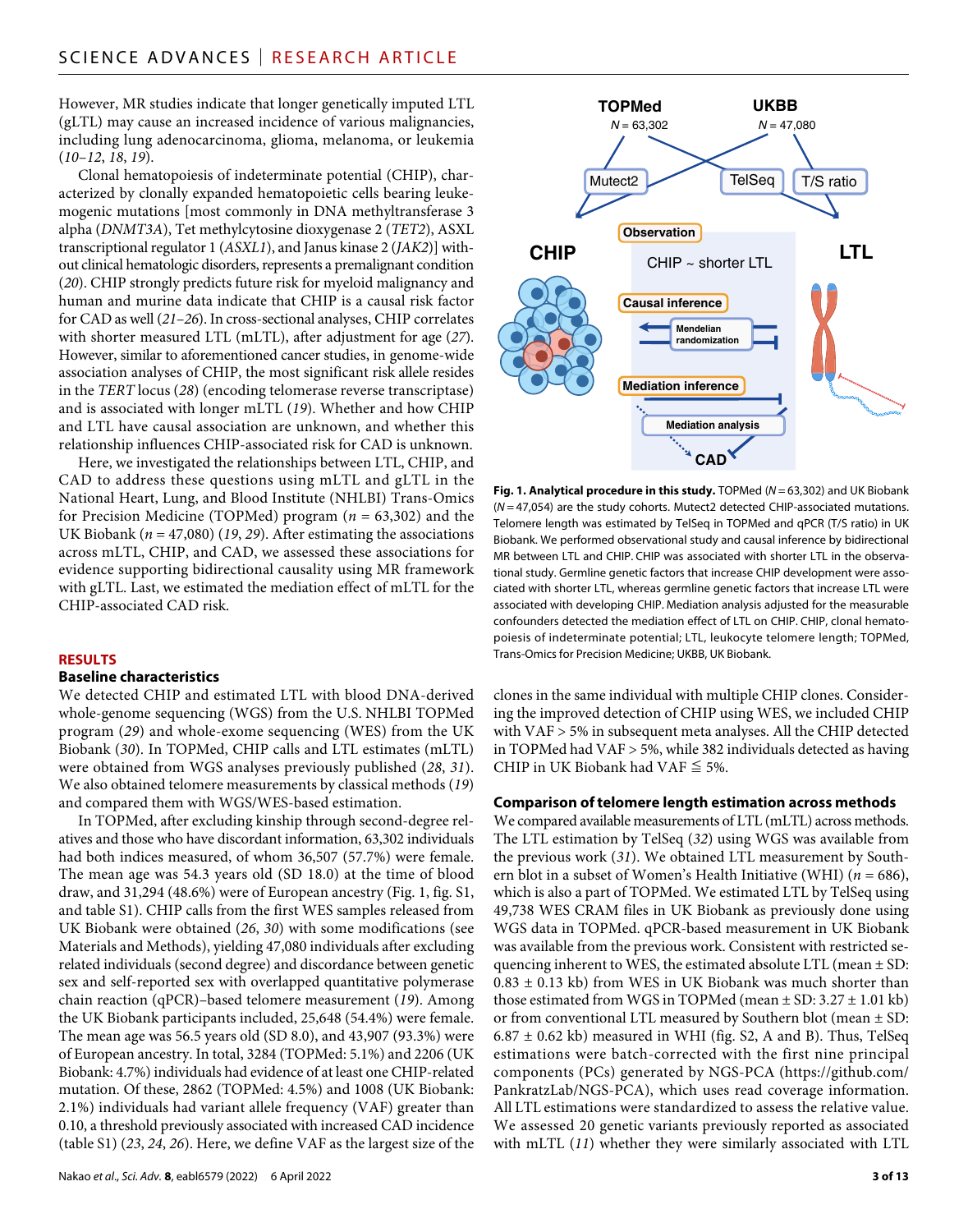However, MR studies indicate that longer genetically imputed LTL (gLTL) may cause an increased incidence of various malignancies, including lung adenocarcinoma, glioma, melanoma, or leukemia (*10*–*12*, *18*, *19*).

Clonal hematopoiesis of indeterminate potential (CHIP), characterized by clonally expanded hematopoietic cells bearing leukemogenic mutations [most commonly in DNA methyltransferase 3 alpha (*DNMT3A*), Tet methylcytosine dioxygenase 2 (*TET2*), ASXL transcriptional regulator 1 (*ASXL1*), and Janus kinase 2 (*JAK2*)] without clinical hematologic disorders, represents a premalignant condition (*20*). CHIP strongly predicts future risk for myeloid malignancy and human and murine data indicate that CHIP is a causal risk factor for CAD as well (*21*–*26*). In cross-sectional analyses, CHIP correlates with shorter measured LTL (mLTL), after adjustment for age (*27*). However, similar to aforementioned cancer studies, in genome-wide association analyses of CHIP, the most significant risk allele resides in the *TERT* locus (*28*) (encoding telomerase reverse transcriptase) and is associated with longer mLTL (*19*). Whether and how CHIP and LTL have causal association are unknown, and whether this relationship influences CHIP-associated risk for CAD is unknown.

Here, we investigated the relationships between LTL, CHIP, and CAD to address these questions using mLTL and gLTL in the National Heart, Lung, and Blood Institute (NHLBI) Trans-Omics for Precision Medicine (TOPMed) program ($n$ = 63,302) and the UK Biobank ($n$ = 47,080) (*19*, *29*). After estimating the associations across mLTL, CHIP, and CAD, we assessed these associations for evidence supporting bidirectional causality using MR framework with gLTL. Last, we estimated the mediation effect of mLTL for the CHIP-associated CAD risk.

## RESULTS

### Baseline characteristics

We detected CHIP and estimated LTL with blood DNA-derived whole-genome sequencing (WGS) from the U.S. NHLBI TOPMed program (*29*) and whole-exome sequencing (WES) from the UK Biobank (*30*). In TOPMed, CHIP calls and LTL estimates (mLTL) were obtained from WGS analyses previously published (*28*, *31*). We also obtained telomere measurements by classical methods (*19*) and compared them with WGS/WES-based estimation.

In TOPMed, after excluding kinship through second-degree relatives and those who have discordant information, 63,302 individuals had both indices measured, of whom 36,507 (57.7%) were female. The mean age was 54.3 years old (SD 18.0) at the time of blood draw, and 31,294 (48.6%) were of European ancestry (Fig. 1, fig. S1, and table S1). CHIP calls from the first WES samples released from UK Biobank were obtained (*26*, *30*) with some modifications (see Materials and Methods), yielding 47,080 individuals after excluding related individuals (second degree) and discordance between genetic sex and self-reported sex with overlapped quantitative polymerase chain reaction (qPCR)–based telomere measurement (*19*). Among the UK Biobank participants included, 25,648 (54.4%) were female. The mean age was 56.5 years old (SD 8.0), and 43,907 (93.3%) were of European ancestry. In total, 3284 (TOPMed: 5.1%) and 2206 (UK Biobank: 4.7%) individuals had evidence of at least one CHIP-related mutation. Of these, 2862 (TOPMed: 4.5%) and 1008 (UK Biobank: 2.1%) individuals had variant allele frequency (VAF) greater than 0.10, a threshold previously associated with increased CAD incidence (table S1) (*23*, *24*, *26*). Here, we define VAF as the largest size of the clones in the same individual with multiple CHIP clones. Considering the improved detection of CHIP using WES, we included CHIP with VAF > 5% in subsequent meta analyses. All the CHIP detected in TOPMed had VAF > 5%, while 382 individuals detected as having CHIP in UK Biobank had VAF ≦ 5%.

**Fig. 1. Analytical procedure in this study.** TOPMed ($N$ = 63,302) and UK Biobank ($N$ = 47,054) are the study cohorts. Mutect2 detected CHIP-associated mutations. Telomere length was estimated by TelSeq in TOPMed and qPCR (T/S ratio) in UK Biobank. We performed observational study and causal inference by bidirectional MR between LTL and CHIP. CHIP was associated with shorter LTL in the observational study. Germline genetic factors that increase CHIP development were associated with shorter LTL, whereas germline genetic factors that increase LTL were associated with developing CHIP. Mediation analysis adjusted for the measurable confounders detected the mediation effect of LTL on CHIP. CHIP, clonal hematopoiesis of indeterminate potential; LTL, leukocyte telomere length; TOPMed, Trans-Omics for Precision Medicine; UKBB, UK Biobank.

### Comparison of telomere length estimation across methods

We compared available measurements of LTL (mLTL) across methods. The LTL estimation by TelSeq (*32*) using WGS was available from the previous work (*31*). We obtained LTL measurement by Southern blot in a subset of Women's Health Initiative (WHI) ($n$ = 686), which is also a part of TOPMed. We estimated LTL by TelSeq using 49,738 WES CRAM files in UK Biobank as previously done using WGS data in TOPMed. qPCR-based measurement in UK Biobank was available from the previous work. Consistent with restricted sequencing inherent to WES, the estimated absolute LTL (mean ± SD: 0.83 ± 0.13 kb) from WES in UK Biobank was much shorter than those estimated from WGS in TOPMed (mean ± SD: 3.27 ± 1.01 kb) or from conventional LTL measured by Southern blot (mean ± SD: 6.87 ± 0.62 kb) measured in WHI (fig. S2, A and B). Thus, TelSeq estimations were batch-corrected with the first nine principal components (PCs) generated by NGS-PCA (https://github.com/PankratzLab/NGS-PCA), which uses read coverage information. All LTL estimations were standardized to assess the relative value. We assessed 20 genetic variants previously reported as associated with mLTL (*11*) whether they were similarly associated with LTL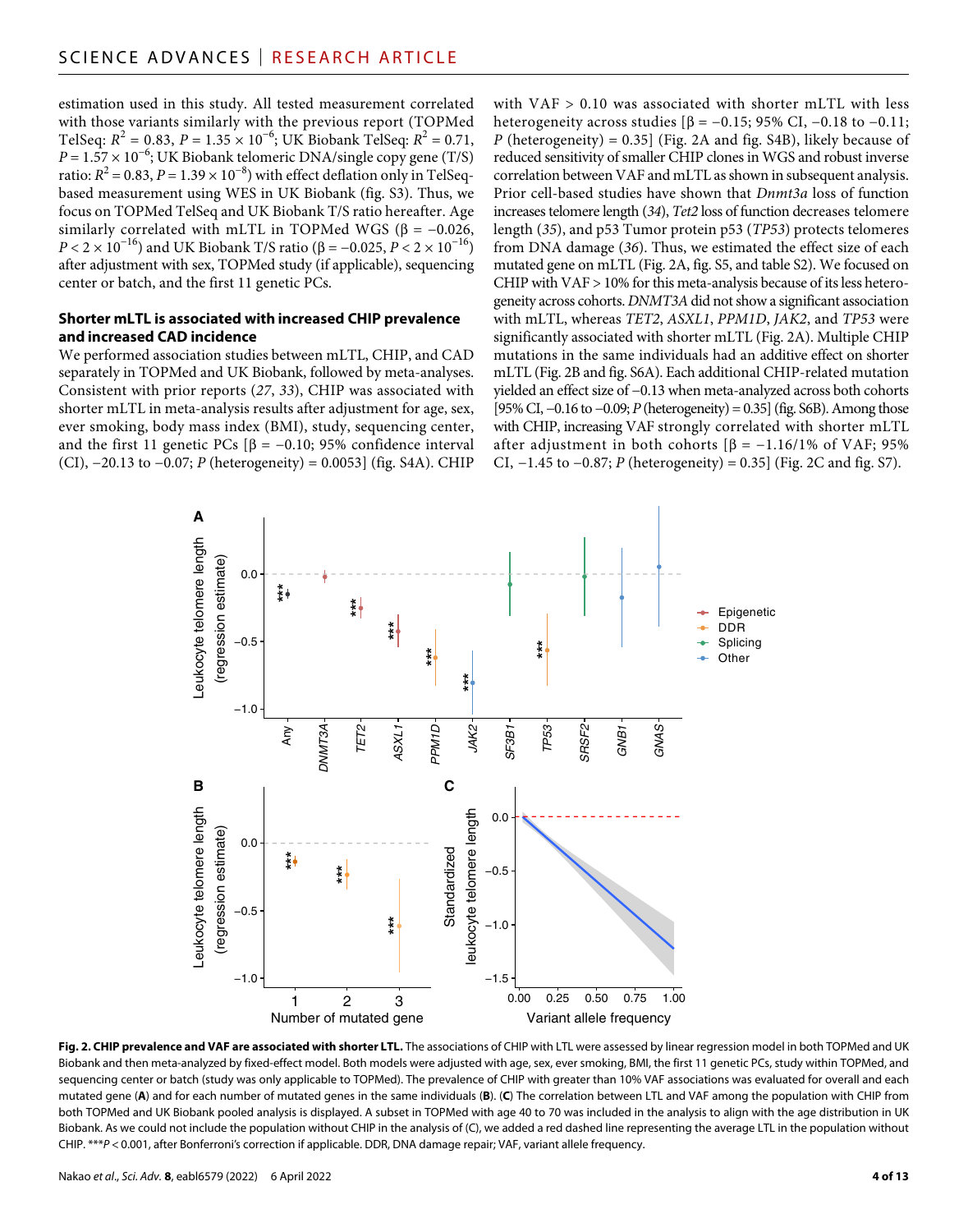estimation used in this study. All tested measurement correlated with those variants similarly with the previous report (TOPMed TelSeq: $R^2 = 0.83$, $P = 1.35 \times 10^{-6}$; UK Biobank TelSeq: $R^2 = 0.71$, $P = 1.57 \times 10^{-6}$; UK Biobank telomeric DNA/single copy gene (T/S) ratio: $R^2 = 0.83$, $P = 1.39 \times 10^{-8}$) with effect deflation only in TelSeq-based measurement using WES in UK Biobank (fig. S3). Thus, we focus on TOPMed TelSeq and UK Biobank T/S ratio hereafter. Age similarly correlated with mLTL in TOPMed WGS ($\beta = -0.026$, $P < 2 \times 10^{-16}$) and UK Biobank T/S ratio ($\beta = -0.025$, $P < 2 \times 10^{-16}$) after adjustment with sex, TOPMed study (if applicable), sequencing center or batch, and the first 11 genetic PCs.

### Shorter mLTL is associated with increased CHIP prevalence and increased CAD incidence

We performed association studies between mLTL, CHIP, and CAD separately in TOPMed and UK Biobank, followed by meta-analyses. Consistent with prior reports (*27*, *33*), CHIP was associated with shorter mLTL in meta-analysis results after adjustment for age, sex, ever smoking, body mass index (BMI), study, sequencing center, and the first 11 genetic PCs [$\beta = -0.10$; 95% confidence interval (CI), −20.13 to −0.07; *P* (heterogeneity) = 0.0053] (fig. S4A). CHIP with VAF > 0.10 was associated with shorter mLTL with less heterogeneity across studies [$\beta = -0.15$; 95% CI, −0.18 to −0.11; *P* (heterogeneity) = 0.35] (Fig. 2A and fig. S4B), likely because of reduced sensitivity of smaller CHIP clones in WGS and robust inverse correlation between VAF and mLTL as shown in subsequent analysis. Prior cell-based studies have shown that *Dnmt3a* loss of function increases telomere length (*34*), *Tet2* loss of function decreases telomere length (*35*), and p53 Tumor protein p53 (*TP53*) protects telomeres from DNA damage (*36*). Thus, we estimated the effect size of each mutated gene on mLTL (Fig. 2A, fig. S5, and table S2). We focused on CHIP with VAF > 10% for this meta-analysis because of its less heterogeneity across cohorts. *DNMT3A* did not show a significant association with mLTL, whereas *TET2*, *ASXL1*, *PPM1D*, *JAK2*, and *TP53* were significantly associated with shorter mLTL (Fig. 2A). Multiple CHIP mutations in the same individuals had an additive effect on shorter mLTL (Fig. 2B and fig. S6A). Each additional CHIP-related mutation yielded an effect size of −0.13 when meta-analyzed across both cohorts [95% CI, −0.16 to −0.09; *P* (heterogeneity) = 0.35] (fig. S6B). Among those with CHIP, increasing VAF strongly correlated with shorter mLTL after adjustment in both cohorts [$\beta = -1.16$/1% of VAF; 95% CI, −1.45 to −0.87; *P* (heterogeneity) = 0.35] (Fig. 2C and fig. S7).

**Fig. 2. CHIP prevalence and VAF are associated with shorter LTL.** The associations of CHIP with LTL were assessed by linear regression model in both TOPMed and UK Biobank and then meta-analyzed by fixed-effect model. Both models were adjusted with age, sex, ever smoking, BMI, the first 11 genetic PCs, study within TOPMed, and sequencing center or batch (study was only applicable to TOPMed). The prevalence of CHIP with greater than 10% VAF associations was evaluated for overall and each mutated gene (**A**) and for each number of mutated genes in the same individuals (**B**). (**C**) The correlation between LTL and VAF among the population with CHIP from both TOPMed and UK Biobank pooled analysis is displayed. A subset in TOPMed with age 40 to 70 was included in the analysis to align with the age distribution in UK Biobank. As we could not include the population without CHIP in the analysis of (C), we added a red dashed line representing the average LTL in the population without CHIP. ***$P < 0.001$, after Bonferroni's correction if applicable. DDR, DNA damage repair; VAF, variant allele frequency.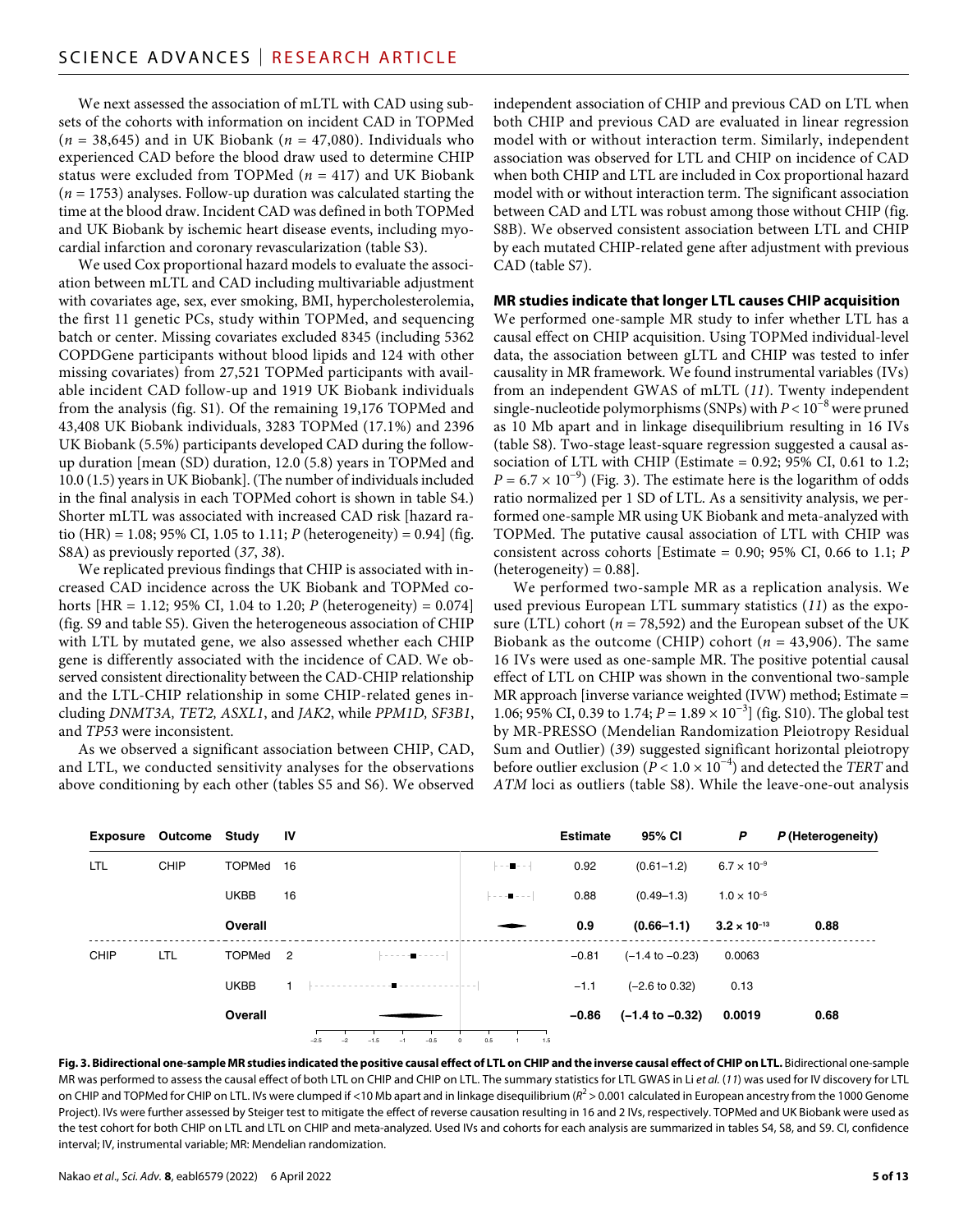We next assessed the association of mLTL with CAD using subsets of the cohorts with information on incident CAD in TOPMed ($n$ = 38,645) and in UK Biobank ($n$ = 47,080). Individuals who experienced CAD before the blood draw used to determine CHIP status were excluded from TOPMed ($n$ = 417) and UK Biobank ($n$ = 1753) analyses. Follow-up duration was calculated starting the time at the blood draw. Incident CAD was defined in both TOPMed and UK Biobank by ischemic heart disease events, including myocardial infarction and coronary revascularization (table S3).

We used Cox proportional hazard models to evaluate the association between mLTL and CAD including multivariable adjustment with covariates age, sex, ever smoking, BMI, hypercholesterolemia, the first 11 genetic PCs, study within TOPMed, and sequencing batch or center. Missing covariates excluded 8345 (including 5362 COPDGene participants without blood lipids and 124 with other missing covariates) from 27,521 TOPMed participants with available incident CAD follow-up and 1919 UK Biobank individuals from the analysis (fig. S1). Of the remaining 19,176 TOPMed and 43,408 UK Biobank individuals, 3283 TOPMed (17.1%) and 2396 UK Biobank (5.5%) participants developed CAD during the follow-up duration [mean (SD) duration, 12.0 (5.8) years in TOPMed and 10.0 (1.5) years in UK Biobank]. (The number of individuals included in the final analysis in each TOPMed cohort is shown in table S4.) Shorter mLTL was associated with increased CAD risk [hazard ratio (HR) = 1.08; 95% CI, 1.05 to 1.11; $P$ (heterogeneity) = 0.94] (fig. S8A) as previously reported ([37], [38]).

We replicated previous findings that CHIP is associated with increased CAD incidence across the UK Biobank and TOPMed cohorts [HR = 1.12; 95% CI, 1.04 to 1.20; $P$ (heterogeneity) = 0.074] (fig. S9 and table S5). Given the heterogeneous association of CHIP with LTL by mutated gene, we also assessed whether each CHIP gene is differently associated with the incidence of CAD. We observed consistent directionality between the CAD-CHIP relationship and the LTL-CHIP relationship in some CHIP-related genes including *DNMT3A, TET2, ASXL1*, and *JAK2*, while *PPM1D, SF3B1*, and *TP53* were inconsistent.

As we observed a significant association between CHIP, CAD, and LTL, we conducted sensitivity analyses for the observations above conditioning by each other (tables S5 and S6). We observed independent association of CHIP and previous CAD on LTL when both CHIP and previous CAD are evaluated in linear regression model with or without interaction term. Similarly, independent association was observed for LTL and CHIP on incidence of CAD when both CHIP and LTL are included in Cox proportional hazard model with or without interaction term. The significant association between CAD and LTL was robust among those without CHIP (fig. S8B). We observed consistent association between LTL and CHIP by each mutated CHIP-related gene after adjustment with previous CAD (table S7).

### MR studies indicate that longer LTL causes CHIP acquisition

We performed one-sample MR study to infer whether LTL has a causal effect on CHIP acquisition. Using TOPMed individual-level data, the association between gLTL and CHIP was tested to infer causality in MR framework. We found instrumental variables (IVs) from an independent GWAS of mLTL ([11]). Twenty independent single-nucleotide polymorphisms (SNPs) with $P < 10^{-8}$ were pruned as 10 Mb apart and in linkage disequilibrium resulting in 16 IVs (table S8). Two-stage least-square regression suggested a causal association of LTL with CHIP (Estimate = 0.92; 95% CI, 0.61 to 1.2; $P = 6.7 \times 10^{-9}$) (Fig. 3). The estimate here is the logarithm of odds ratio normalized per 1 SD of LTL. As a sensitivity analysis, we performed one-sample MR using UK Biobank and meta-analyzed with TOPMed. The putative causal association of LTL with CHIP was consistent across cohorts [Estimate = 0.90; 95% CI, 0.66 to 1.1; $P$ (heterogeneity) = 0.88].

We performed two-sample MR as a replication analysis. We used previous European LTL summary statistics ([11]) as the exposure (LTL) cohort ($n$ = 78,592) and the European subset of the UK Biobank as the outcome (CHIP) cohort ($n$ = 43,906). The same 16 IVs were used as one-sample MR. The positive potential causal effect of LTL on CHIP was shown in the conventional two-sample MR approach [inverse variance weighted (IVW) method; Estimate = 1.06; 95% CI, 0.39 to 1.74; $P = 1.89 \times 10^{-3}$] (fig. S10). The global test by MR-PRESSO (Mendelian Randomization Pleiotropy Residual Sum and Outlier) ([39]) suggested significant horizontal pleiotropy before outlier exclusion ($P < 1.0 \times 10^{-4}$) and detected the *TERT* and *ATM* loci as outliers (table S8). While the leave-one-out analysis

| Exposure | Outcome | Study | IV | Estimate | 95% CI | $P$ | $P$ (Heterogeneity) |
|---|---|---|---|---|---|---|---|
| LTL | CHIP | TOPMed | 16 | 0.92 | (0.61–1.2) | $6.7 \times 10^{-9}$ | |
| | | UKBB | 16 | 0.88 | (0.49–1.3) | $1.0 \times 10^{-5}$ | |
| | | **Overall** | | **0.9** | **(0.66–1.1)** | $\mathbf{3.2 \times 10^{-13}}$ | **0.88** |
| CHIP | LTL | TOPMed | 2 | −0.81 | (−1.4 to −0.23) | 0.0063 | |
| | | UKBB | 1 | −1.1 | (−2.6 to 0.32) | 0.13 | |
| | | **Overall** | | **−0.86** | **(−1.4 to −0.32)** | **0.0019** | **0.68** |

**Fig. 3. Bidirectional one-sample MR studies indicated the positive causal effect of LTL on CHIP and the inverse causal effect of CHIP on LTL.** Bidirectional one-sample MR was performed to assess the causal effect of both LTL on CHIP and CHIP on LTL. The summary statistics for LTL GWAS in Li *et al.* ([11]) was used for IV discovery for LTL on CHIP and TOPMed for CHIP on LTL. IVs were clumped if <10 Mb apart and in linkage disequilibrium ($R^2$ > 0.001 calculated in European ancestry from the 1000 Genome Project). IVs were further assessed by Steiger test to mitigate the effect of reverse causation resulting in 16 and 2 IVs, respectively. TOPMed and UK Biobank were used as the test cohort for both CHIP on LTL and LTL on CHIP and meta-analyzed. Used IVs and cohorts for each analysis are summarized in tables S4, S8, and S9. CI, confidence interval; IV, instrumental variable; MR: Mendelian randomization.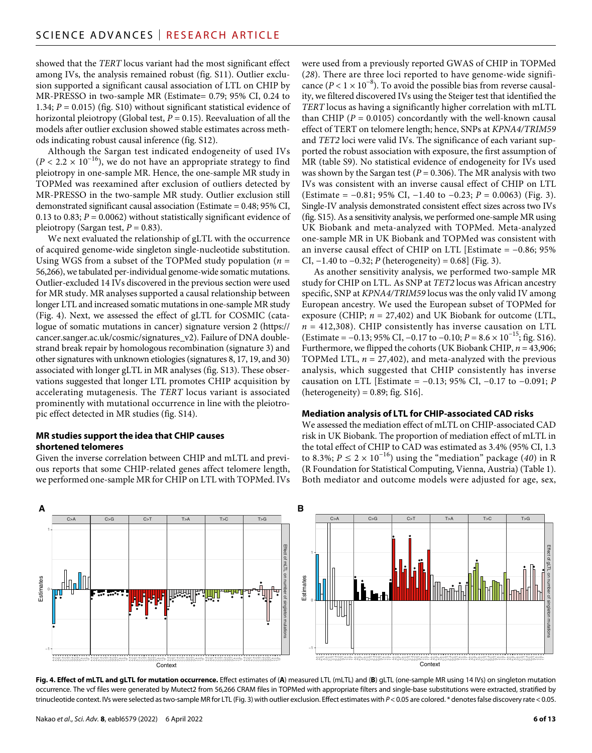showed that the *TERT* locus variant had the most significant effect among IVs, the analysis remained robust (fig. S11). Outlier exclusion supported a significant causal association of LTL on CHIP by MR-PRESSO in two-sample MR (Estimate= 0.79; 95% CI, 0.24 to 1.34; $P = 0.015$) (fig. S10) without significant statistical evidence of horizontal pleiotropy (Global test, $P = 0.15$). Reevaluation of all the models after outlier exclusion showed stable estimates across methods indicating robust causal inference (fig. S12).

Although the Sargan test indicated endogeneity of used IVs ($P < 2.2 \times 10^{-16}$), we do not have an appropriate strategy to find pleiotropy in one-sample MR. Hence, the one-sample MR study in TOPMed was reexamined after exclusion of outliers detected by MR-PRESSO in the two-sample MR study. Outlier exclusion still demonstrated significant causal association (Estimate = 0.48; 95% CI, 0.13 to 0.83; $P = 0.0062$) without statistically significant evidence of pleiotropy (Sargan test, $P = 0.83$).

We next evaluated the relationship of gLTL with the occurrence of acquired genome-wide singleton single-nucleotide substitution. Using WGS from a subset of the TOPMed study population ($n$ = 56,266), we tabulated per-individual genome-wide somatic mutations. Outlier-excluded 14 IVs discovered in the previous section were used for MR study. MR analyses supported a causal relationship between longer LTL and increased somatic mutations in one-sample MR study (Fig. 4). Next, we assessed the effect of gLTL for COSMIC (catalogue of somatic mutations in cancer) signature version 2 (https://cancer.sanger.ac.uk/cosmic/signatures_v2). Failure of DNA double-strand break repair by homologous recombination (signature 3) and other signatures with unknown etiologies (signatures 8, 17, 19, and 30) associated with longer gLTL in MR analyses (fig. S13). These observations suggested that longer LTL promotes CHIP acquisition by accelerating mutagenesis. The *TERT* locus variant is associated prominently with mutational occurrence in line with the pleiotropic effect detected in MR studies (fig. S14).

### MR studies support the idea that CHIP causes shortened telomeres

Given the inverse correlation between CHIP and mLTL and previous reports that some CHIP-related genes affect telomere length, we performed one-sample MR for CHIP on LTL with TOPMed. IVs were used from a previously reported GWAS of CHIP in TOPMed (*28*). There are three loci reported to have genome-wide significance ($P < 1 \times 10^{-8}$). To avoid the possible bias from reverse causality, we filtered discovered IVs using the Steiger test that identified the *TERT* locus as having a significantly higher correlation with mLTL than CHIP ($P = 0.0105$) concordantly with the well-known causal effect of TERT on telomere length; hence, SNPs at *KPNA4/TRIM59* and *TET2* loci were valid IVs. The significance of each variant supported the robust association with exposure, the first assumption of MR (table S9). No statistical evidence of endogeneity for IVs used was shown by the Sargan test ($P = 0.306$). The MR analysis with two IVs was consistent with an inverse causal effect of CHIP on LTL (Estimate = −0.81; 95% CI, −1.40 to −0.23; $P = 0.0063$) (Fig. 3). Single-IV analysis demonstrated consistent effect sizes across two IVs (fig. S15). As a sensitivity analysis, we performed one-sample MR using UK Biobank and meta-analyzed with TOPMed. Meta-analyzed one-sample MR in UK Biobank and TOPMed was consistent with an inverse causal effect of CHIP on LTL [Estimate = −0.86; 95% CI, −1.40 to −0.32; $P$ (heterogeneity) = 0.68] (Fig. 3).

As another sensitivity analysis, we performed two-sample MR study for CHIP on LTL. As SNP at *TET2* locus was African ancestry specific, SNP at *KPNA4/TRIM59* locus was the only valid IV among European ancestry. We used the European subset of TOPMed for exposure (CHIP; $n$ = 27,402) and UK Biobank for outcome (LTL, $n$ = 412,308). CHIP consistently has inverse causation on LTL (Estimate = −0.13; 95% CI, −0.17 to −0.10; $P = 8.6 \times 10^{-15}$; fig. S16). Furthermore, we flipped the cohorts (UK Biobank CHIP, $n$ = 43,906; TOPMed LTL, $n$ = 27,402), and meta-analyzed with the previous analysis, which suggested that CHIP consistently has inverse causation on LTL [Estimate = −0.13; 95% CI, −0.17 to −0.091; $P$ (heterogeneity) = 0.89; fig. S16].

### Mediation analysis of LTL for CHIP-associated CAD risks

We assessed the mediation effect of mLTL on CHIP-associated CAD risk in UK Biobank. The proportion of mediation effect of mLTL in the total effect of CHIP to CAD was estimated as 3.4% (95% CI, 1.3 to 8.3%; $P \leq 2 \times 10^{-16}$) using the "mediation" package (*40*) in R (R Foundation for Statistical Computing, Vienna, Austria) (Table 1). Both mediator and outcome models were adjusted for age, sex,

**Fig. 4. Effect of mLTL and gLTL for mutation occurrence.** Effect estimates of (**A**) measured LTL (mLTL) and (**B**) gLTL (one-sample MR using 14 IVs) on singleton mutation occurrence. The vcf files were generated by Mutect2 from 56,266 CRAM files in TOPMed with appropriate filters and single-base substitutions were extracted, stratified by trinucleotide context. IVs were selected as two-sample MR for LTL (Fig. 3) with outlier exclusion. Effect estimates with $P < 0.05$ are colored. * denotes false discovery rate < 0.05.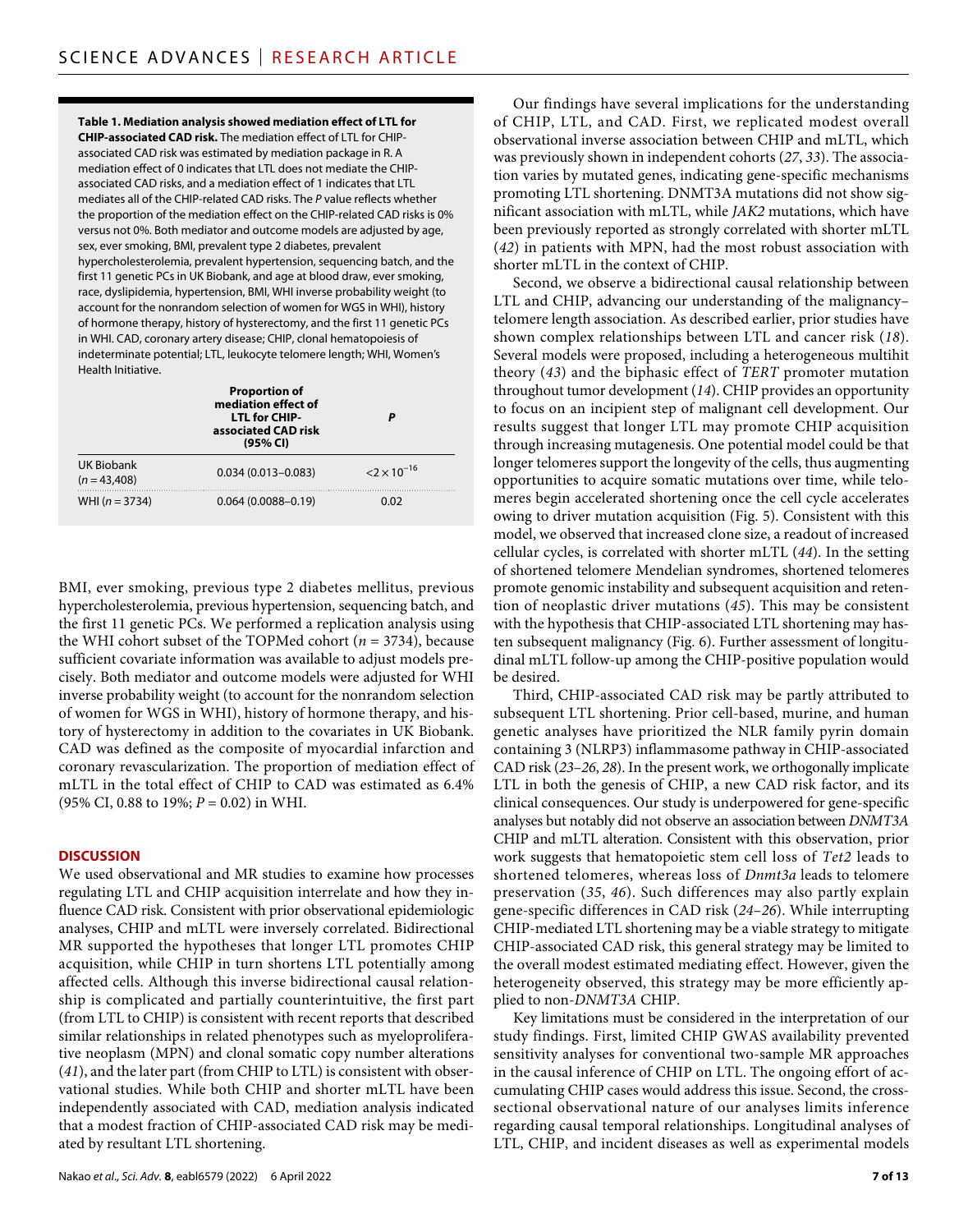**Table 1. Mediation analysis showed mediation effect of LTL for CHIP-associated CAD risk.** The mediation effect of LTL for CHIP-associated CAD risk was estimated by mediation package in R. A mediation effect of 0 indicates that LTL does not mediate the CHIP-associated CAD risks, and a mediation effect of 1 indicates that LTL mediates all of the CHIP-related CAD risks. The *P* value reflects whether the proportion of the mediation effect on the CHIP-related CAD risks is 0% versus not 0%. Both mediator and outcome models are adjusted by age, sex, ever smoking, BMI, prevalent type 2 diabetes, prevalent hypercholesterolemia, prevalent hypertension, sequencing batch, and the first 11 genetic PCs in UK Biobank, and age at blood draw, ever smoking, race, dyslipidemia, hypertension, BMI, WHI inverse probability weight (to account for the nonrandom selection of women for WGS in WHI), history of hormone therapy, history of hysterectomy, and the first 11 genetic PCs in WHI. CAD, coronary artery disease; CHIP, clonal hematopoiesis of indeterminate potential; LTL, leukocyte telomere length; WHI, Women's Health Initiative.

| | Proportion of mediation effect of LTL for CHIP-associated CAD risk (95% CI) | *P* |
|---|---|---|
| UK Biobank ($n$ = 43,408) | 0.034 (0.013–0.083) | $<2 \times 10^{-16}$ |
| WHI ($n$ = 3734) | 0.064 (0.0088–0.19) | 0.02 |

BMI, ever smoking, previous type 2 diabetes mellitus, previous hypercholesterolemia, previous hypertension, sequencing batch, and the first 11 genetic PCs. We performed a replication analysis using the WHI cohort subset of the TOPMed cohort ($n$ = 3734), because sufficient covariate information was available to adjust models precisely. Both mediator and outcome models were adjusted for WHI inverse probability weight (to account for the nonrandom selection of women for WGS in WHI), history of hormone therapy, and history of hysterectomy in addition to the covariates in UK Biobank. CAD was defined as the composite of myocardial infarction and coronary revascularization. The proportion of mediation effect of mLTL in the total effect of CHIP to CAD was estimated as 6.4% (95% CI, 0.88 to 19%; $P$ = 0.02) in WHI.

## DISCUSSION

We used observational and MR studies to examine how processes regulating LTL and CHIP acquisition interrelate and how they influence CAD risk. Consistent with prior observational epidemiologic analyses, CHIP and mLTL were inversely correlated. Bidirectional MR supported the hypotheses that longer LTL promotes CHIP acquisition, while CHIP in turn shortens LTL potentially among affected cells. Although this inverse bidirectional causal relationship is complicated and partially counterintuitive, the first part (from LTL to CHIP) is consistent with recent reports that described similar relationships in related phenotypes such as myeloproliferative neoplasm (MPN) and clonal somatic copy number alterations (*41*), and the later part (from CHIP to LTL) is consistent with observational studies. While both CHIP and shorter mLTL have been independently associated with CAD, mediation analysis indicated that a modest fraction of CHIP-associated CAD risk may be mediated by resultant LTL shortening.

Our findings have several implications for the understanding of CHIP, LTL, and CAD. First, we replicated modest overall observational inverse association between CHIP and mLTL, which was previously shown in independent cohorts (*27*, *33*). The association varies by mutated genes, indicating gene-specific mechanisms promoting LTL shortening. DNMT3A mutations did not show significant association with mLTL, while *JAK2* mutations, which have been previously reported as strongly correlated with shorter mLTL (*42*) in patients with MPN, had the most robust association with shorter mLTL in the context of CHIP.

Second, we observe a bidirectional causal relationship between LTL and CHIP, advancing our understanding of the malignancy–telomere length association. As described earlier, prior studies have shown complex relationships between LTL and cancer risk (*18*). Several models were proposed, including a heterogeneous multihit theory (*43*) and the biphasic effect of *TERT* promoter mutation throughout tumor development (*14*). CHIP provides an opportunity to focus on an incipient step of malignant cell development. Our results suggest that longer LTL may promote CHIP acquisition through increasing mutagenesis. One potential model could be that longer telomeres support the longevity of the cells, thus augmenting opportunities to acquire somatic mutations over time, while telomeres begin accelerated shortening once the cell cycle accelerates owing to driver mutation acquisition (Fig. 5). Consistent with this model, we observed that increased clone size, a readout of increased cellular cycles, is correlated with shorter mLTL (*44*). In the setting of shortened telomere Mendelian syndromes, shortened telomeres promote genomic instability and subsequent acquisition and retention of neoplastic driver mutations (*45*). This may be consistent with the hypothesis that CHIP-associated LTL shortening may hasten subsequent malignancy (Fig. 6). Further assessment of longitudinal mLTL follow-up among the CHIP-positive population would be desired.

Third, CHIP-associated CAD risk may be partly attributed to subsequent LTL shortening. Prior cell-based, murine, and human genetic analyses have prioritized the NLR family pyrin domain containing 3 (NLRP3) inflammasome pathway in CHIP-associated CAD risk (*23*–*26*, *28*). In the present work, we orthogonally implicate LTL in both the genesis of CHIP, a new CAD risk factor, and its clinical consequences. Our study is underpowered for gene-specific analyses but notably did not observe an association between *DNMT3A* CHIP and mLTL alteration. Consistent with this observation, prior work suggests that hematopoietic stem cell loss of *Tet2* leads to shortened telomeres, whereas loss of *Dnmt3a* leads to telomere preservation (*35*, *46*). Such differences may also partly explain gene-specific differences in CAD risk (*24*–*26*). While interrupting CHIP-mediated LTL shortening may be a viable strategy to mitigate CHIP-associated CAD risk, this general strategy may be limited to the overall modest estimated mediating effect. However, given the heterogeneity observed, this strategy may be more efficiently applied to non-*DNMT3A* CHIP.

Key limitations must be considered in the interpretation of our study findings. First, limited CHIP GWAS availability prevented sensitivity analyses for conventional two-sample MR approaches in the causal inference of CHIP on LTL. The ongoing effort of accumulating CHIP cases would address this issue. Second, the cross-sectional observational nature of our analyses limits inference regarding causal temporal relationships. Longitudinal analyses of LTL, CHIP, and incident diseases as well as experimental models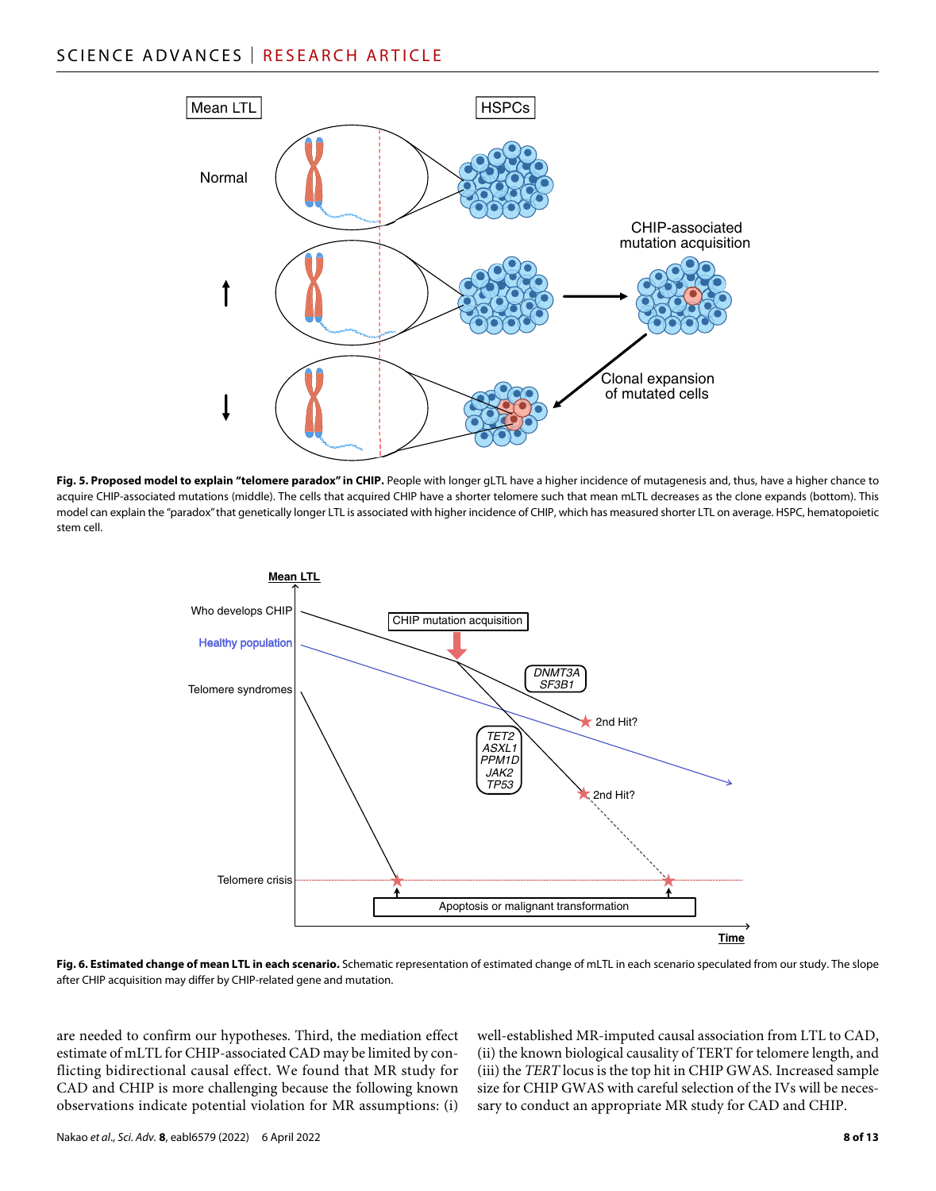**Fig. 5. Proposed model to explain "telomere paradox" in CHIP.** People with longer gLTL have a higher incidence of mutagenesis and, thus, have a higher chance to acquire CHIP-associated mutations (middle). The cells that acquired CHIP have a shorter telomere such that mean mLTL decreases as the clone expands (bottom). This model can explain the "paradox" that genetically longer LTL is associated with higher incidence of CHIP, which has measured shorter LTL on average. HSPC, hematopoietic stem cell.

**Fig. 6. Estimated change of mean LTL in each scenario.** Schematic representation of estimated change of mLTL in each scenario speculated from our study. The slope after CHIP acquisition may differ by CHIP-related gene and mutation.

are needed to confirm our hypotheses. Third, the mediation effect estimate of mLTL for CHIP-associated CAD may be limited by conflicting bidirectional causal effect. We found that MR study for CAD and CHIP is more challenging because the following known observations indicate potential violation for MR assumptions: (i) well-established MR-imputed causal association from LTL to CAD, (ii) the known biological causality of TERT for telomere length, and (iii) the *TERT* locus is the top hit in CHIP GWAS. Increased sample size for CHIP GWAS with careful selection of the IVs will be necessary to conduct an appropriate MR study for CAD and CHIP.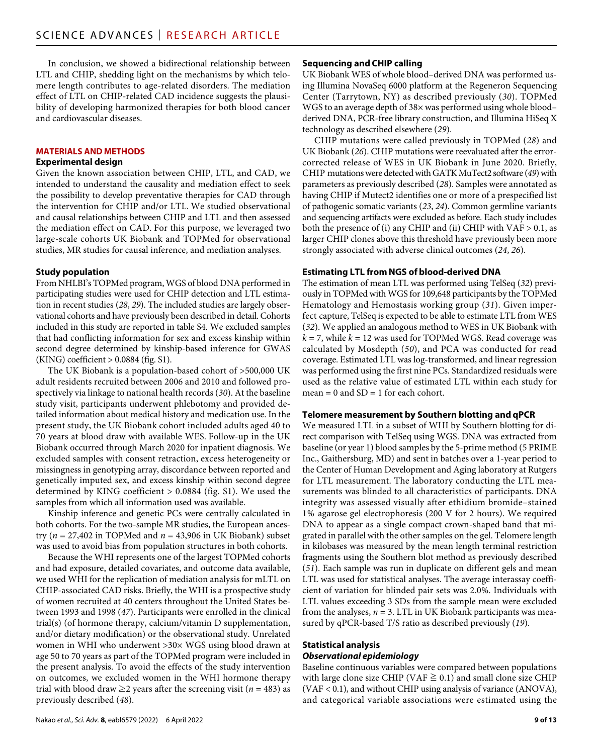In conclusion, we showed a bidirectional relationship between LTL and CHIP, shedding light on the mechanisms by which telomere length contributes to age-related disorders. The mediation effect of LTL on CHIP-related CAD incidence suggests the plausibility of developing harmonized therapies for both blood cancer and cardiovascular diseases.

## MATERIALS AND METHODS

### Experimental design

Given the known association between CHIP, LTL, and CAD, we intended to understand the causality and mediation effect to seek the possibility to develop preventative therapies for CAD through the intervention for CHIP and/or LTL. We studied observational and causal relationships between CHIP and LTL and then assessed the mediation effect on CAD. For this purpose, we leveraged two large-scale cohorts UK Biobank and TOPMed for observational studies, MR studies for causal inference, and mediation analyses.

### Study population

From NHLBI's TOPMed program, WGS of blood DNA performed in participating studies were used for CHIP detection and LTL estimation in recent studies (*28*, *29*). The included studies are largely observational cohorts and have previously been described in detail. Cohorts included in this study are reported in table S4. We excluded samples that had conflicting information for sex and excess kinship within second degree determined by kinship-based inference for GWAS (KING) coefficient > 0.0884 (fig. S1).

The UK Biobank is a population-based cohort of >500,000 UK adult residents recruited between 2006 and 2010 and followed prospectively via linkage to national health records (*30*). At the baseline study visit, participants underwent phlebotomy and provided detailed information about medical history and medication use. In the present study, the UK Biobank cohort included adults aged 40 to 70 years at blood draw with available WES. Follow-up in the UK Biobank occurred through March 2020 for inpatient diagnosis. We excluded samples with consent retraction, excess heterogeneity or missingness in genotyping array, discordance between reported and genetically imputed sex, and excess kinship within second degree determined by KING coefficient > 0.0884 (fig. S1). We used the samples from which all information used was available.

Kinship inference and genetic PCs were centrally calculated in both cohorts. For the two-sample MR studies, the European ancestry ($n$ = 27,402 in TOPMed and $n$ = 43,906 in UK Biobank) subset was used to avoid bias from population structures in both cohorts.

Because the WHI represents one of the largest TOPMed cohorts and had exposure, detailed covariates, and outcome data available, we used WHI for the replication of mediation analysis for mLTL on CHIP-associated CAD risks. Briefly, the WHI is a prospective study of women recruited at 40 centers throughout the United States between 1993 and 1998 (*47*). Participants were enrolled in the clinical trial(s) (of hormone therapy, calcium/vitamin D supplementation, and/or dietary modification) or the observational study. Unrelated women in WHI who underwent >30× WGS using blood drawn at age 50 to 70 years as part of the TOPMed program were included in the present analysis. To avoid the effects of the study intervention on outcomes, we excluded women in the WHI hormone therapy trial with blood draw ≥2 years after the screening visit ($n$ = 483) as previously described (*48*).

### Sequencing and CHIP calling

UK Biobank WES of whole blood–derived DNA was performed using Illumina NovaSeq 6000 platform at the Regeneron Sequencing Center (Tarrytown, NY) as described previously (*30*). TOPMed WGS to an average depth of 38× was performed using whole blood–derived DNA, PCR-free library construction, and Illumina HiSeq X technology as described elsewhere (*29*).

CHIP mutations were called previously in TOPMed (*28*) and UK Biobank (*26*). CHIP mutations were reevaluated after the error-corrected release of WES in UK Biobank in June 2020. Briefly, CHIP mutations were detected with GATK MuTect2 software (*49*) with parameters as previously described (*28*). Samples were annotated as having CHIP if Mutect2 identifies one or more of a prespecified list of pathogenic somatic variants (*23*, *24*). Common germline variants and sequencing artifacts were excluded as before. Each study includes both the presence of (i) any CHIP and (ii) CHIP with VAF > 0.1, as larger CHIP clones above this threshold have previously been more strongly associated with adverse clinical outcomes (*24*, *26*).

### Estimating LTL from NGS of blood-derived DNA

The estimation of mean LTL was performed using TelSeq (*32*) previously in TOPMed with WGS for 109,648 participants by the TOPMed Hematology and Hemostasis working group (*31*). Given imperfect capture, TelSeq is expected to be able to estimate LTL from WES (*32*). We applied an analogous method to WES in UK Biobank with $k$ = 7, while $k$ = 12 was used for TOPMed WGS. Read coverage was calculated by Mosdepth (*50*), and PCA was conducted for read coverage. Estimated LTL was log-transformed, and linear regression was performed using the first nine PCs. Standardized residuals were used as the relative value of estimated LTL within each study for mean = 0 and SD = 1 for each cohort.

### Telomere measurement by Southern blotting and qPCR

We measured LTL in a subset of WHI by Southern blotting for direct comparison with TelSeq using WGS. DNA was extracted from baseline (or year 1) blood samples by the 5-prime method (5 PRIME Inc., Gaithersburg, MD) and sent in batches over a 1-year period to the Center of Human Development and Aging laboratory at Rutgers for LTL measurement. The laboratory conducting the LTL measurements was blinded to all characteristics of participants. DNA integrity was assessed visually after ethidium bromide–stained 1% agarose gel electrophoresis (200 V for 2 hours). We required DNA to appear as a single compact crown-shaped band that migrated in parallel with the other samples on the gel. Telomere length in kilobases was measured by the mean length terminal restriction fragments using the Southern blot method as previously described (*51*). Each sample was run in duplicate on different gels and mean LTL was used for statistical analyses. The average interassay coefficient of variation for blinded pair sets was 2.0%. Individuals with LTL values exceeding 3 SDs from the sample mean were excluded from the analyses, $n$ = 3. LTL in UK Biobank participants was measured by qPCR-based T/S ratio as described previously (*19*).

### Statistical analysis

#### *Observational epidemiology*

Baseline continuous variables were compared between populations with large clone size CHIP (VAF ≧ 0.1) and small clone size CHIP (VAF < 0.1), and without CHIP using analysis of variance (ANOVA), and categorical variable associations were estimated using the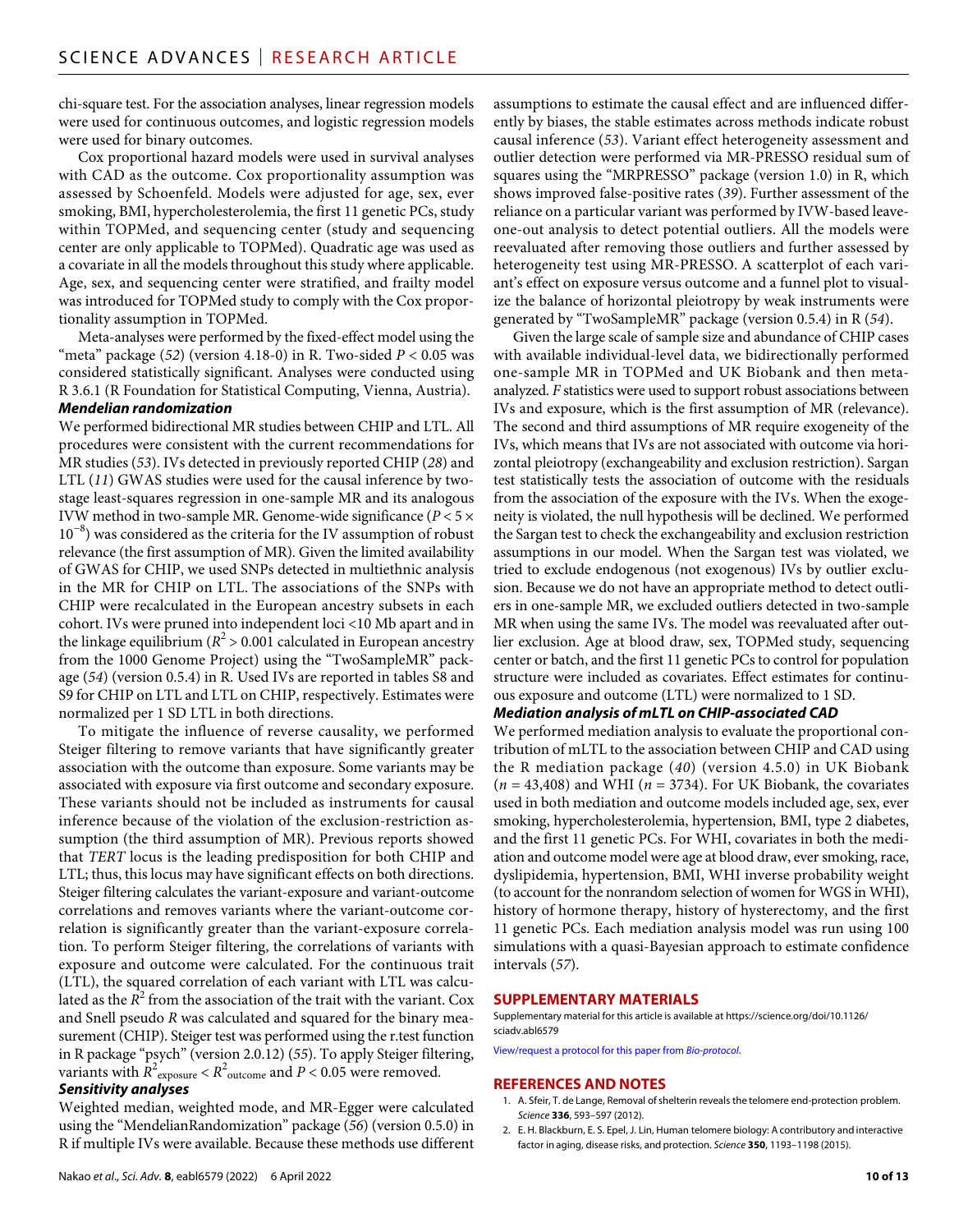chi-square test. For the association analyses, linear regression models were used for continuous outcomes, and logistic regression models were used for binary outcomes.

Cox proportional hazard models were used in survival analyses with CAD as the outcome. Cox proportionality assumption was assessed by Schoenfeld. Models were adjusted for age, sex, ever smoking, BMI, hypercholesterolemia, the first 11 genetic PCs, study within TOPMed, and sequencing center (study and sequencing center are only applicable to TOPMed). Quadratic age was used as a covariate in all the models throughout this study where applicable. Age, sex, and sequencing center were stratified, and frailty model was introduced for TOPMed study to comply with the Cox proportionality assumption in TOPMed.

Meta-analyses were performed by the fixed-effect model using the "meta" package (*52*) (version 4.18-0) in R. Two-sided $P < 0.05$ was considered statistically significant. Analyses were conducted using R 3.6.1 (R Foundation for Statistical Computing, Vienna, Austria).

### *Mendelian randomization*

We performed bidirectional MR studies between CHIP and LTL. All procedures were consistent with the current recommendations for MR studies (*53*). IVs detected in previously reported CHIP (*28*) and LTL (*11*) GWAS studies were used for the causal inference by two-stage least-squares regression in one-sample MR and its analogous IVW method in two-sample MR. Genome-wide significance ($P < 5 \times 10^{-8}$) was considered as the criteria for the IV assumption of robust relevance (the first assumption of MR). Given the limited availability of GWAS for CHIP, we used SNPs detected in multiethnic analysis in the MR for CHIP on LTL. The associations of the SNPs with CHIP were recalculated in the European ancestry subsets in each cohort. IVs were pruned into independent loci <10 Mb apart and in the linkage equilibrium ($R^2 > 0.001$ calculated in European ancestry from the 1000 Genome Project) using the "TwoSampleMR" package (*54*) (version 0.5.4) in R. Used IVs are reported in tables S8 and S9 for CHIP on LTL and LTL on CHIP, respectively. Estimates were normalized per 1 SD LTL in both directions.

To mitigate the influence of reverse causality, we performed Steiger filtering to remove variants that have significantly greater association with the outcome than exposure. Some variants may be associated with exposure via first outcome and secondary exposure. These variants should not be included as instruments for causal inference because of the violation of the exclusion-restriction assumption (the third assumption of MR). Previous reports showed that *TERT* locus is the leading predisposition for both CHIP and LTL; thus, this locus may have significant effects on both directions. Steiger filtering calculates the variant-exposure and variant-outcome correlations and removes variants where the variant-outcome correlation is significantly greater than the variant-exposure correlation. To perform Steiger filtering, the correlations of variants with exposure and outcome were calculated. For the continuous trait (LTL), the squared correlation of each variant with LTL was calculated as the $R^2$ from the association of the trait with the variant. Cox and Snell pseudo *R* was calculated and squared for the binary measurement (CHIP). Steiger test was performed using the r.test function in R package "psych" (version 2.0.12) (*55*). To apply Steiger filtering, variants with $R^2_{\text{exposure}} < R^2_{\text{outcome}}$ and $P < 0.05$ were removed.

### *Sensitivity analyses*

Weighted median, weighted mode, and MR-Egger were calculated using the "MendelianRandomization" package (*56*) (version 0.5.0) in R if multiple IVs were available. Because these methods use different assumptions to estimate the causal effect and are influenced differently by biases, the stable estimates across methods indicate robust causal inference (*53*). Variant effect heterogeneity assessment and outlier detection were performed via MR-PRESSO residual sum of squares using the "MRPRESSO" package (version 1.0) in R, which shows improved false-positive rates (*39*). Further assessment of the reliance on a particular variant was performed by IVW-based leave-one-out analysis to detect potential outliers. All the models were reevaluated after removing those outliers and further assessed by heterogeneity test using MR-PRESSO. A scatterplot of each variant's effect on exposure versus outcome and a funnel plot to visualize the balance of horizontal pleiotropy by weak instruments were generated by "TwoSampleMR" package (version 0.5.4) in R (*54*).

Given the large scale of sample size and abundance of CHIP cases with available individual-level data, we bidirectionally performed one-sample MR in TOPMed and UK Biobank and then meta-analyzed. *F* statistics were used to support robust associations between IVs and exposure, which is the first assumption of MR (relevance). The second and third assumptions of MR require exogeneity of the IVs, which means that IVs are not associated with outcome via horizontal pleiotropy (exchangeability and exclusion restriction). Sargan test statistically tests the association of outcome with the residuals from the association of the exposure with the IVs. When the exogeneity is violated, the null hypothesis will be declined. We performed the Sargan test to check the exchangeability and exclusion restriction assumptions in our model. When the Sargan test was violated, we tried to exclude endogenous (not exogenous) IVs by outlier exclusion. Because we do not have an appropriate method to detect outliers in one-sample MR, we excluded outliers detected in two-sample MR when using the same IVs. The model was reevaluated after outlier exclusion. Age at blood draw, sex, TOPMed study, sequencing center or batch, and the first 11 genetic PCs to control for population structure were included as covariates. Effect estimates for continuous exposure and outcome (LTL) were normalized to 1 SD.

### *Mediation analysis of mLTL on CHIP-associated CAD*

We performed mediation analysis to evaluate the proportional contribution of mLTL to the association between CHIP and CAD using the R mediation package (*40*) (version 4.5.0) in UK Biobank ($n$ = 43,408) and WHI ($n$ = 3734). For UK Biobank, the covariates used in both mediation and outcome models included age, sex, ever smoking, hypercholesterolemia, hypertension, BMI, type 2 diabetes, and the first 11 genetic PCs. For WHI, covariates in both the mediation and outcome model were age at blood draw, ever smoking, race, dyslipidemia, hypertension, BMI, WHI inverse probability weight (to account for the nonrandom selection of women for WGS in WHI), history of hormone therapy, history of hysterectomy, and the first 11 genetic PCs. Each mediation analysis model was run using 100 simulations with a quasi-Bayesian approach to estimate confidence intervals (*57*).

## SUPPLEMENTARY MATERIALS

Supplementary material for this article is available at https://science.org/doi/10.1126/sciadv.abl6579

View/request a protocol for this paper from *Bio-protocol*.

## REFERENCES AND NOTES

1. A. Sfeir, T. de Lange, Removal of shelterin reveals the telomere end-protection problem. *Science* **336**, 593–597 (2012).
2. E. H. Blackburn, E. S. Epel, J. Lin, Human telomere biology: A contributory and interactive factor in aging, disease risks, and protection. *Science* **350**, 1193–1198 (2015).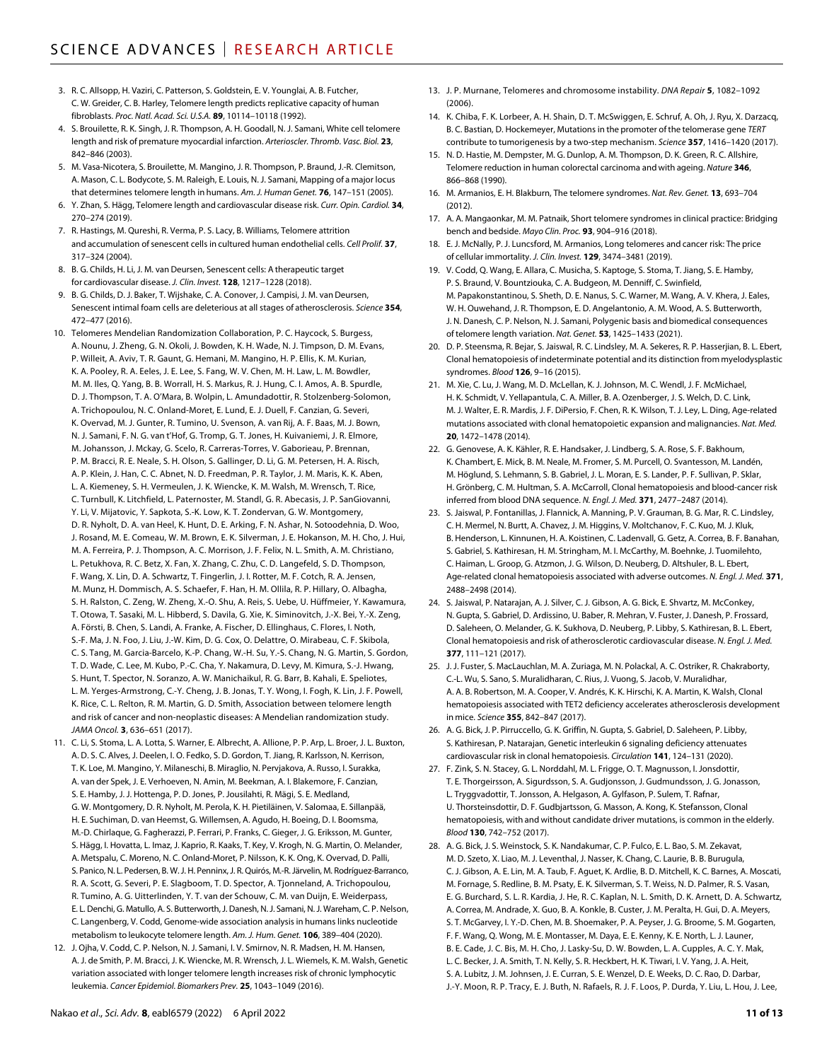3. R. C. Allsopp, H. Vaziri, C. Patterson, S. Goldstein, E. V. Younglai, A. B. Futcher, C. W. Greider, C. B. Harley, Telomere length predicts replicative capacity of human fibroblasts. *Proc. Natl. Acad. Sci. U.S.A.* **89**, 10114–10118 (1992).
4. S. Brouilette, R. K. Singh, J. R. Thompson, A. H. Goodall, N. J. Samani, White cell telomere length and risk of premature myocardial infarction. *Arterioscler. Thromb. Vasc. Biol.* **23**, 842–846 (2003).
5. M. Vasa-Nicotera, S. Brouilette, M. Mangino, J. R. Thompson, P. Braund, J.-R. Clemitson, A. Mason, C. L. Bodycote, S. M. Raleigh, E. Louis, N. J. Samani, Mapping of a major locus that determines telomere length in humans. *Am. J. Human Genet.* **76**, 147–151 (2005).
6. Y. Zhan, S. Hägg, Telomere length and cardiovascular disease risk. *Curr. Opin. Cardiol.* **34**, 270–274 (2019).
7. R. Hastings, M. Qureshi, R. Verma, P. S. Lacy, B. Williams, Telomere attrition and accumulation of senescent cells in cultured human endothelial cells. *Cell Prolif.* **37**, 317–324 (2004).
8. B. G. Childs, H. Li, J. M. van Deursen, Senescent cells: A therapeutic target for cardiovascular disease. *J. Clin. Invest.* **128**, 1217–1228 (2018).
9. B. G. Childs, D. J. Baker, T. Wijshake, C. A. Conover, J. Campisi, J. M. van Deursen, Senescent intimal foam cells are deleterious at all stages of atherosclerosis. *Science* **354**, 472–477 (2016).
10. Telomeres Mendelian Randomization Collaboration, P. C. Haycock, S. Burgess, A. Nounu, J. Zheng, G. N. Okoli, J. Bowden, K. H. Wade, N. J. Timpson, D. M. Evans, P. Willeit, A. Aviv, T. R. Gaunt, G. Hemani, M. Mangino, H. P. Ellis, K. M. Kurian, K. A. Pooley, R. A. Eeles, J. E. Lee, S. Fang, W. V. Chen, M. H. Law, L. M. Bowdler, M. M. Iles, Q. Yang, B. B. Worrall, H. S. Markus, R. J. Hung, C. I. Amos, A. B. Spurdle, D. J. Thompson, T. A. O'Mara, B. Wolpin, L. Amundadottir, R. Stolzenberg-Solomon, A. Trichopoulou, N. C. Onland-Moret, E. Lund, E. J. Duell, F. Canzian, G. Severi, K. Overvad, M. J. Gunter, R. Tumino, U. Svenson, A. van Rij, A. F. Baas, M. J. Bown, N. J. Samani, F. N. G. van t'Hof, G. Tromp, G. T. Jones, H. Kuivaniemi, J. R. Elmore, M. Johansson, J. Mckay, G. Scelo, R. Carreras-Torres, V. Gaborieau, P. Brennan, P. M. Bracci, R. E. Neale, S. H. Olson, S. Gallinger, D. Li, G. M. Petersen, H. A. Risch, A. P. Klein, J. Han, C. C. Abnet, N. D. Freedman, P. R. Taylor, J. M. Maris, K. K. Aben, L. A. Kiemeney, S. H. Vermeulen, J. K. Wiencke, K. M. Walsh, M. Wrensch, T. Rice, C. Turnbull, K. Litchfield, L. Paternoster, M. Standl, G. R. Abecasis, J. P. SanGiovanni, Y. Li, V. Mijatovic, Y. Sapkota, S.-K. Low, K. T. Zondervan, G. W. Montgomery, D. R. Nyholt, D. A. van Heel, K. Hunt, D. E. Arking, F. N. Ashar, N. Sotoodehnia, D. Woo, J. Rosand, M. E. Comeau, W. M. Brown, E. K. Silverman, J. E. Hokanson, M. H. Cho, J. Hui, M. A. Ferreira, P. J. Thompson, A. C. Morrison, J. F. Felix, N. L. Smith, A. M. Christiano, L. Petukhova, R. C. Betz, X. Fan, X. Zhang, C. Zhu, C. D. Langefeld, S. D. Thompson, F. Wang, X. Lin, D. A. Schwartz, T. Fingerlin, J. I. Rotter, M. F. Cotch, R. A. Jensen, M. Munz, H. Dommisch, A. S. Schaefer, F. Han, H. M. Ollila, R. P. Hillary, O. Albagha, S. H. Ralston, C. Zeng, W. Zheng, X.-O. Shu, A. Reis, S. Uebe, U. Hüffmeier, Y. Kawamura, T. Otowa, T. Sasaki, M. L. Hibberd, S. Davila, G. Xie, K. Siminovitch, J.-X. Bei, Y.-X. Zeng, A. Försti, B. Chen, S. Landi, A. Franke, A. Fischer, D. Ellinghaus, C. Flores, I. Noth, S.-F. Ma, J. N. Foo, J. Liu, J.-W. Kim, D. G. Cox, O. Delattre, O. Mirabeau, C. F. Skibola, C. S. Tang, M. Garcia-Barcelo, K.-P. Chang, W.-H. Su, Y.-S. Chang, N. G. Martin, S. Gordon, T. D. Wade, C. Lee, M. Kubo, P.-C. Cha, Y. Nakamura, D. Levy, M. Kimura, S.-J. Hwang, S. Hunt, T. Spector, N. Soranzo, A. W. Manichaikul, R. G. Barr, B. Kahali, E. Speliotes, L. M. Yerges-Armstrong, C.-Y. Cheng, J. B. Jonas, T. Y. Wong, I. Fogh, K. Lin, J. F. Powell, K. Rice, C. L. Relton, R. M. Martin, G. D. Smith, Association between telomere length and risk of cancer and non-neoplastic diseases: A Mendelian randomization study. *JAMA Oncol.* **3**, 636–651 (2017).
11. C. Li, S. Stoma, L. A. Lotta, S. Warner, E. Albrecht, A. Allione, P. P. Arp, L. Broer, J. L. Buxton, A. D. S. C. Alves, J. Deelen, I. O. Fedko, S. D. Gordon, T. Jiang, R. Karlsson, N. Kerrison, T. K. Loe, M. Mangino, Y. Milaneschi, B. Miraglio, N. Pervjakova, A. Russo, I. Surakka, A. van der Spek, J. E. Verhoeven, N. Amin, M. Beekman, A. I. Blakemore, F. Canzian, S. E. Hamby, J. J. Hottenga, P. D. Jones, P. Jousilahti, R. Mägi, S. E. Medland, G. W. Montgomery, D. R. Nyholt, M. Perola, K. H. Pietiläinen, V. Salomaa, E. Sillanpää, H. E. Suchiman, D. van Heemst, G. Willemsen, A. Agudo, H. Boeing, D. I. Boomsma, M.-D. Chirlaque, G. Fagherazzi, P. Ferrari, P. Franks, C. Gieger, J. G. Eriksson, M. Gunter, S. Hägg, I. Hovatta, L. Imaz, J. Kaprio, R. Kaaks, T. Key, V. Krogh, N. G. Martin, O. Melander, A. Metspalu, C. Moreno, N. C. Onland-Moret, P. Nilsson, K. K. Ong, K. Overvad, D. Palli, S. Panico, N. L. Pedersen, B. W. J. H. Penninx, J. R. Quirós, M.-R. Järvelin, M. Rodríguez-Barranco, R. A. Scott, G. Severi, P. E. Slagboom, T. D. Spector, A. Tjonneland, A. Trichopoulou, R. Tumino, A. G. Uitterlinden, Y. T. van der Schouw, C. M. van Duijn, E. Weiderpass, E. L. Denchi, G. Matullo, A. S. Butterworth, J. Danesh, N. J. Samani, N. J. Wareham, C. P. Nelson, C. Langenberg, V. Codd, Genome-wide association analysis in humans links nucleotide metabolism to leukocyte telomere length. *Am. J. Hum. Genet.* **106**, 389–404 (2020).
12. J. Ojha, V. Codd, C. P. Nelson, N. J. Samani, I. V. Smirnov, N. R. Madsen, H. M. Hansen, A. J. de Smith, P. M. Bracci, J. K. Wiencke, M. R. Wrensch, J. L. Wiemels, K. M. Walsh, Genetic variation associated with longer telomere length increases risk of chronic lymphocytic leukemia. *Cancer Epidemiol. Biomarkers Prev.* **25**, 1043–1049 (2016).
13. J. P. Murnane, Telomeres and chromosome instability. *DNA Repair* **5**, 1082–1092 (2006).
14. K. Chiba, F. K. Lorbeer, A. H. Shain, D. T. McSwiggen, E. Schruf, A. Oh, J. Ryu, X. Darzacq, B. C. Bastian, D. Hockemeyer, Mutations in the promoter of the telomerase gene *TERT* contribute to tumorigenesis by a two-step mechanism. *Science* **357**, 1416–1420 (2017).
15. N. D. Hastie, M. Dempster, M. G. Dunlop, A. M. Thompson, D. K. Green, R. C. Allshire, Telomere reduction in human colorectal carcinoma and with ageing. *Nature* **346**, 866–868 (1990).
16. M. Armanios, E. H. Blakburn, The telomere syndromes. *Nat. Rev. Genet.* **13**, 693–704 (2012).
17. A. A. Mangaonkar, M. M. Patnaik, Short telomere syndromes in clinical practice: Bridging bench and bedside. *Mayo Clin. Proc.* **93**, 904–916 (2018).
18. E. J. McNally, P. J. Luncsford, M. Armanios, Long telomeres and cancer risk: The price of cellular immortality. *J. Clin. Invest.* **129**, 3474–3481 (2019).
19. V. Codd, Q. Wang, E. Allara, C. Musicha, S. Kaptoge, S. Stoma, T. Jiang, S. E. Hamby, P. S. Braund, V. Bountziouka, C. A. Budgeon, M. Denniff, C. Swinfield, M. Papakonstantinou, S. Sheth, D. E. Nanus, S. C. Warner, M. Wang, A. V. Khera, J. Eales, W. H. Ouwehand, J. R. Thompson, E. D. Angelantonio, A. M. Wood, A. S. Butterworth, J. N. Danesh, C. P. Nelson, N. J. Samani, Polygenic basis and biomedical consequences of telomere length variation. *Nat. Genet.* **53**, 1425–1433 (2021).
20. D. P. Steensma, R. Bejar, S. Jaiswal, R. C. Lindsley, M. A. Sekeres, R. P. Hasserjian, B. L. Ebert, Clonal hematopoiesis of indeterminate potential and its distinction from myelodysplastic syndromes. *Blood* **126**, 9–16 (2015).
21. M. Xie, C. Lu, J. Wang, M. D. McLellan, K. J. Johnson, M. C. Wendl, J. F. McMichael, H. K. Schmidt, V. Yellapantula, C. A. Miller, B. A. Ozenberger, J. S. Welch, D. C. Link, M. J. Walter, E. R. Mardis, J. F. DiPersio, F. Chen, R. K. Wilson, T. J. Ley, L. Ding, Age-related mutations associated with clonal hematopoietic expansion and malignancies. *Nat. Med.* **20**, 1472–1478 (2014).
22. G. Genovese, A. K. Kähler, R. E. Handsaker, J. Lindberg, S. A. Rose, S. F. Bakhoum, K. Chambert, E. Mick, B. M. Neale, M. Fromer, S. M. Purcell, O. Svantesson, M. Landén, M. Höglund, S. Lehmann, S. B. Gabriel, J. L. Moran, E. S. Lander, P. F. Sullivan, P. Sklar, H. Grönberg, C. M. Hultman, S. A. McCarroll, Clonal hematopoiesis and blood-cancer risk inferred from blood DNA sequence. *N. Engl. J. Med.* **371**, 2477–2487 (2014).
23. S. Jaiswal, P. Fontanillas, J. Flannick, A. Manning, P. V. Grauman, B. G. Mar, R. C. Lindsley, C. H. Mermel, N. Burtt, A. Chavez, J. M. Higgins, V. Moltchanov, F. C. Kuo, M. J. Kluk, B. Henderson, L. Kinnunen, H. A. Koistinen, C. Ladenvall, G. Getz, A. Correa, B. F. Banahan, S. Gabriel, S. Kathiresan, H. M. Stringham, M. I. McCarthy, M. Boehnke, J. Tuomilehto, C. Haiman, L. Groop, G. Atzmon, J. G. Wilson, D. Neuberg, D. Altshuler, B. L. Ebert, Age-related clonal hematopoiesis associated with adverse outcomes. *N. Engl. J. Med.* **371**, 2488–2498 (2014).
24. S. Jaiswal, P. Natarajan, A. J. Silver, C. J. Gibson, A. G. Bick, E. Shvartz, M. McConkey, N. Gupta, S. Gabriel, D. Ardissino, U. Baber, R. Mehran, V. Fuster, J. Danesh, P. Frossard, D. Saleheen, O. Melander, G. K. Sukhova, D. Neuberg, P. Libby, S. Kathiresan, B. L. Ebert, Clonal hematopoiesis and risk of atherosclerotic cardiovascular disease. *N. Engl. J. Med.* **377**, 111–121 (2017).
25. J. J. Fuster, S. MacLauchlan, M. A. Zuriaga, M. N. Polackal, A. C. Ostriker, R. Chakraborty, C.-L. Wu, S. Sano, S. Muralidharan, C. Rius, J. Vuong, S. Jacob, V. Muralidhar, A. A. B. Robertson, M. A. Cooper, V. Andrés, K. K. Hirschi, K. A. Martin, K. Walsh, Clonal hematopoiesis associated with TET2 deficiency accelerates atherosclerosis development in mice. *Science* **355**, 842–847 (2017).
26. A. G. Bick, J. P. Pirruccello, G. K. Griffin, N. Gupta, S. Gabriel, D. Saleheen, P. Libby, S. Kathiresan, P. Natarajan, Genetic interleukin 6 signaling deficiency attenuates cardiovascular risk in clonal hematopoiesis. *Circulation* **141**, 124–131 (2020).
27. F. Zink, S. N. Stacey, G. L. Norddahl, M. L. Frigge, O. T. Magnusson, I. Jonsdottir, T. E. Thorgeirsson, A. Sigurdsson, S. A. Gudjonsson, J. Gudmundsson, J. G. Jonasson, L. Tryggvadottir, T. Jonsson, A. Helgason, A. Gylfason, P. Sulem, T. Rafnar, U. Thorsteinsdottir, D. F. Gudbjartsson, G. Masson, A. Kong, K. Stefansson, Clonal hematopoiesis, with and without candidate driver mutations, is common in the elderly. *Blood* **130**, 742–752 (2017).
28. A. G. Bick, J. S. Weinstock, S. K. Nandakumar, C. P. Fulco, E. L. Bao, S. M. Zekavat, M. D. Szeto, X. Liao, M. J. Leventhal, J. Nasser, K. Chang, C. Laurie, B. B. Burugula, C. J. Gibson, A. E. Lin, M. A. Taub, F. Aguet, K. Ardlie, B. D. Mitchell, K. C. Barnes, A. Moscati, M. Fornage, S. Redline, B. M. Psaty, E. K. Silverman, S. T. Weiss, N. D. Palmer, R. S. Vasan, E. G. Burchard, S. L. R. Kardia, J. He, R. C. Kaplan, N. L. Smith, D. K. Arnett, D. A. Schwartz, A. Correa, M. Andrade, X. Guo, B. A. Konkle, B. Custer, J. M. Peralta, H. Gui, D. A. Meyers, S. T. McGarvey, I. Y.-D. Chen, M. B. Shoemaker, P. A. Peyser, J. G. Broome, S. M. Gogarten, F. F. Wang, Q. Wong, M. E. Montasser, M. Daya, E. E. Kenny, K. E. North, L. J. Launer, B. E. Cade, J. C. Bis, M. H. Cho, J. Lasky-Su, D. W. Bowden, L. A. Cupples, A. C. Y. Mak, L. C. Becker, J. A. Smith, T. N. Kelly, S. R. Heckbert, H. K. Tiwari, I. V. Yang, J. A. Heit, S. A. Lubitz, J. M. Johnsen, J. E. Curran, S. E. Wenzel, D. E. Weeks, D. C. Rao, D. Darbar, J.-Y. Moon, R. P. Tracy, E. J. Buth, N. Rafaels, R. J. F. Loos, P. Durda, Y. Liu, L. Hou, J. Lee,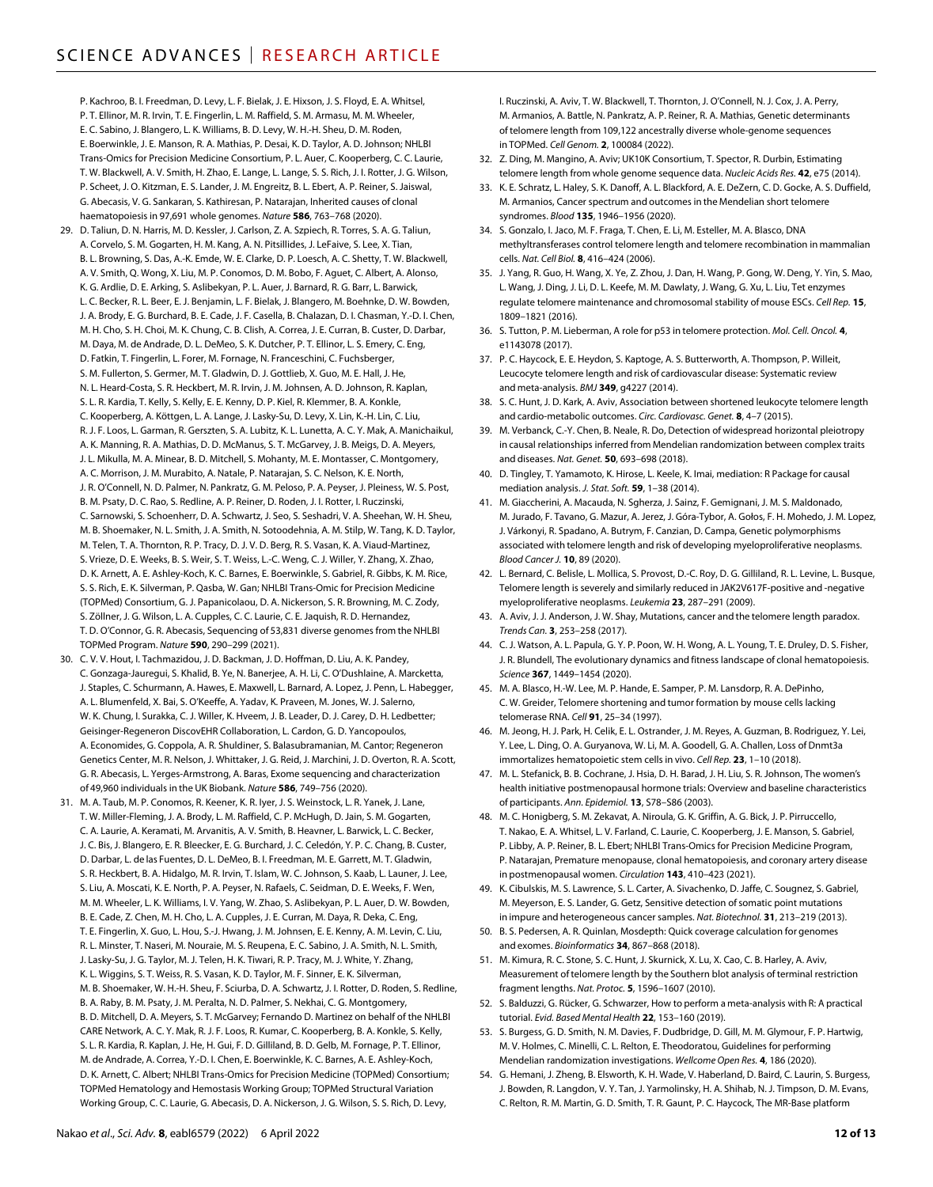P. Kachroo, B. I. Freedman, D. Levy, L. F. Bielak, J. E. Hixson, J. S. Floyd, E. A. Whitsel, P. T. Ellinor, M. R. Irvin, T. E. Fingerlin, L. M. Raffield, S. M. Armasu, M. M. Wheeler, E. C. Sabino, J. Blangero, L. K. Williams, B. D. Levy, W. H.-H. Sheu, D. M. Roden, E. Boerwinkle, J. E. Manson, R. A. Mathias, P. Desai, K. D. Taylor, A. D. Johnson; NHLBI Trans-Omics for Precision Medicine Consortium, P. L. Auer, C. Kooperberg, C. C. Laurie, T. W. Blackwell, A. V. Smith, H. Zhao, E. Lange, L. Lange, S. S. Rich, J. I. Rotter, J. G. Wilson, P. Scheet, J. O. Kitzman, E. S. Lander, J. M. Engreitz, B. L. Ebert, A. P. Reiner, S. Jaiswal, G. Abecasis, V. G. Sankaran, S. Kathiresan, P. Natarajan, Inherited causes of clonal haematopoiesis in 97,691 whole genomes. *Nature* **586**, 763–768 (2020).

29. D. Taliun, D. N. Harris, M. D. Kessler, J. Carlson, Z. A. Szpiech, R. Torres, S. A. G. Taliun, A. Corvelo, S. M. Gogarten, H. M. Kang, A. N. Pitsillides, J. LeFaive, S. Lee, X. Tian, B. L. Browning, S. Das, A.-K. Emde, W. E. Clarke, D. P. Loesch, A. C. Shetty, T. W. Blackwell, A. V. Smith, Q. Wong, X. Liu, M. P. Conomos, D. M. Bobo, F. Aguet, C. Albert, A. Alonso, K. G. Ardlie, D. E. Arking, S. Aslibekyan, P. L. Auer, J. Barnard, R. G. Barr, L. Barwick, L. C. Becker, R. L. Beer, E. J. Benjamin, L. F. Bielak, J. Blangero, M. Boehnke, D. W. Bowden, J. A. Brody, E. G. Burchard, B. E. Cade, J. F. Casella, B. Chalazan, D. I. Chasman, Y.-D. I. Chen, M. H. Cho, S. H. Choi, M. K. Chung, C. B. Clish, A. Correa, J. E. Curran, B. Custer, D. Darbar, M. Daya, M. de Andrade, D. L. DeMeo, S. K. Dutcher, P. T. Ellinor, L. S. Emery, C. Eng, D. Fatkin, T. Fingerlin, L. Forer, M. Fornage, N. Franceschini, C. Fuchsberger, S. M. Fullerton, S. Germer, M. T. Gladwin, D. J. Gottlieb, X. Guo, M. E. Hall, J. He, N. L. Heard-Costa, S. R. Heckbert, M. R. Irvin, J. M. Johnsen, A. D. Johnson, R. Kaplan, S. L. R. Kardia, T. Kelly, S. Kelly, E. E. Kenny, D. P. Kiel, R. Klemmer, B. A. Konkle, C. Kooperberg, A. Köttgen, L. A. Lange, J. Lasky-Su, D. Levy, X. Lin, K.-H. Lin, C. Liu, R. J. F. Loos, L. Garman, R. Gerszten, S. A. Lubitz, K. L. Lunetta, A. C. Y. Mak, A. Manichaikul, A. K. Manning, R. A. Mathias, D. D. McManus, S. T. McGarvey, J. B. Meigs, D. A. Meyers, J. L. Mikulla, M. A. Minear, B. D. Mitchell, S. Mohanty, M. E. Montasser, C. Montgomery, A. C. Morrison, J. M. Murabito, A. Natale, P. Natarajan, S. C. Nelson, K. E. North, J. R. O'Connell, N. D. Palmer, N. Pankratz, G. M. Peloso, P. A. Peyser, J. Pleiness, W. S. Post, B. M. Psaty, D. C. Rao, S. Redline, A. P. Reiner, D. Roden, J. I. Rotter, I. Ruczinski, C. Sarnowski, S. Schoenherr, D. A. Schwartz, J. Seo, S. Seshadri, V. A. Sheehan, W. H. Sheu, M. B. Shoemaker, N. L. Smith, J. A. Smith, N. Sotoodehnia, A. M. Stilp, W. Tang, K. D. Taylor, M. Telen, T. A. Thornton, R. P. Tracy, D. J. V. D. Berg, R. S. Vasan, K. A. Viaud-Martinez, S. Vrieze, D. E. Weeks, B. S. Weir, S. T. Weiss, L.-C. Weng, C. J. Willer, Y. Zhang, X. Zhao, D. K. Arnett, A. E. Ashley-Koch, K. C. Barnes, E. Boerwinkle, S. Gabriel, R. Gibbs, K. M. Rice, S. S. Rich, E. K. Silverman, P. Qasba, W. Gan; NHLBI Trans-Omic for Precision Medicine (TOPMed) Consortium, G. J. Papanicolaou, D. A. Nickerson, S. R. Browning, M. C. Zody, S. Zöllner, J. G. Wilson, L. A. Cupples, C. C. Laurie, C. E. Jaquish, R. D. Hernandez, T. D. O'Connor, G. R. Abecasis, Sequencing of 53,831 diverse genomes from the NHLBI TOPMed Program. *Nature* **590**, 290–299 (2021).

30. C. V. V. Hout, I. Tachmazidou, J. D. Backman, J. D. Hoffman, D. Liu, A. K. Pandey, C. Gonzaga-Jauregui, S. Khalid, B. Ye, N. Banerjee, A. H. Li, C. O'Dushlaine, A. Marcketta, J. Staples, C. Schurmann, A. Hawes, E. Maxwell, L. Barnard, A. Lopez, J. Penn, L. Habegger, A. L. Blumenfeld, X. Bai, S. O'Keeffe, A. Yadav, K. Praveen, M. Jones, W. J. Salerno, W. K. Chung, I. Surakka, C. J. Willer, K. Hveem, J. B. Leader, D. J. Carey, D. H. Ledbetter; Geisinger-Regeneron DiscovEHR Collaboration, L. Cardon, G. D. Yancopoulos, A. Economides, G. Coppola, A. R. Shuldiner, S. Balasubramanian, M. Cantor; Regeneron Genetics Center, M. R. Nelson, J. Whittaker, J. G. Reid, J. Marchini, J. D. Overton, R. A. Scott, G. R. Abecasis, L. Yerges-Armstrong, A. Baras, Exome sequencing and characterization of 49,960 individuals in the UK Biobank. *Nature* **586**, 749–756 (2020).

31. M. A. Taub, M. P. Conomos, R. Keener, K. R. Iyer, J. S. Weinstock, L. R. Yanek, J. Lane, T. W. Miller-Fleming, J. A. Brody, L. M. Raffield, C. P. McHugh, D. Jain, S. M. Gogarten, C. A. Laurie, A. Keramati, M. Arvanitis, A. V. Smith, B. Heavner, L. Barwick, L. C. Becker, J. C. Bis, J. Blangero, E. R. Bleecker, E. G. Burchard, J. C. Celedón, Y. P. C. Chang, B. Custer, D. Darbar, L. de las Fuentes, D. L. DeMeo, B. I. Freedman, M. E. Garrett, M. T. Gladwin, S. R. Heckbert, B. A. Hidalgo, M. R. Irvin, T. Islam, W. C. Johnson, S. Kaab, L. Launer, J. Lee, S. Liu, A. Moscati, K. E. North, P. A. Peyser, N. Rafaels, C. Seidman, D. E. Weeks, F. Wen, M. M. Wheeler, L. K. Williams, I. V. Yang, W. Zhao, S. Aslibekyan, P. L. Auer, D. W. Bowden, B. E. Cade, Z. Chen, M. H. Cho, L. A. Cupples, J. E. Curran, M. Daya, R. Deka, C. Eng, T. E. Fingerlin, X. Guo, L. Hou, S.-J. Hwang, J. M. Johnsen, E. E. Kenny, A. M. Levin, C. Liu, R. L. Minster, T. Naseri, M. Nouraie, M. S. Reupena, E. C. Sabino, J. A. Smith, N. L. Smith, J. Lasky-Su, J. G. Taylor, M. J. Telen, H. K. Tiwari, R. P. Tracy, M. J. White, Y. Zhang, K. L. Wiggins, S. T. Weiss, R. S. Vasan, K. D. Taylor, M. F. Sinner, E. K. Silverman, M. B. Shoemaker, W. H.-H. Sheu, F. Sciurba, D. A. Schwartz, J. I. Rotter, D. Roden, S. Redline, B. A. Raby, B. M. Psaty, J. M. Peralta, N. D. Palmer, S. Nekhai, C. G. Montgomery, B. D. Mitchell, D. A. Meyers, S. T. McGarvey; Fernando D. Martinez on behalf of the NHLBI CARE Network, A. C. Y. Mak, R. J. F. Loos, R. Kumar, C. Kooperberg, B. A. Konkle, S. Kelly, S. L. R. Kardia, R. Kaplan, J. He, H. Gui, F. D. Gilliland, B. D. Gelb, M. Fornage, P. T. Ellinor, M. de Andrade, A. Correa, Y.-D. I. Chen, E. Boerwinkle, K. C. Barnes, A. E. Ashley-Koch, D. K. Arnett, C. Albert; NHLBI Trans-Omics for Precision Medicine (TOPMed) Consortium; TOPMed Hematology and Hemostasis Working Group; TOPMed Structural Variation Working Group, C. C. Laurie, G. Abecasis, D. A. Nickerson, J. G. Wilson, S. S. Rich, D. Levy, I. Ruczinski, A. Aviv, T. W. Blackwell, T. Thornton, J. O'Connell, N. J. Cox, J. A. Perry, M. Armanios, A. Battle, N. Pankratz, A. P. Reiner, R. A. Mathias, Genetic determinants of telomere length from 109,122 ancestrally diverse whole-genome sequences in TOPMed. *Cell Genom.* **2**, 100084 (2022).

32. Z. Ding, M. Mangino, A. Aviv; UK10K Consortium, T. Spector, R. Durbin, Estimating telomere length from whole genome sequence data. *Nucleic Acids Res.* **42**, e75 (2014).

33. K. E. Schratz, L. Haley, S. K. Danoff, A. L. Blackford, A. E. DeZern, C. D. Gocke, A. S. Duffield, M. Armanios, Cancer spectrum and outcomes in the Mendelian short telomere syndromes. *Blood* **135**, 1946–1956 (2020).

34. S. Gonzalo, I. Jaco, M. F. Fraga, T. Chen, E. Li, M. Esteller, M. A. Blasco, DNA methyltransferases control telomere length and telomere recombination in mammalian cells. *Nat. Cell Biol.* **8**, 416–424 (2006).

35. J. Yang, R. Guo, H. Wang, X. Ye, Z. Zhou, J. Dan, H. Wang, P. Gong, W. Deng, Y. Yin, S. Mao, L. Wang, J. Ding, J. Li, D. L. Keefe, M. M. Dawlaty, J. Wang, G. Xu, L. Liu, Tet enzymes regulate telomere maintenance and chromosomal stability of mouse ESCs. *Cell Rep.* **15**, 1809–1821 (2016).

36. S. Tutton, P. M. Lieberman, A role for p53 in telomere protection. *Mol. Cell. Oncol.* **4**, e1143078 (2017).

37. P. C. Haycock, E. E. Heydon, S. Kaptoge, A. S. Butterworth, A. Thompson, P. Willeit, Leucocyte telomere length and risk of cardiovascular disease: Systematic review and meta-analysis. *BMJ* **349**, g4227 (2014).

38. S. C. Hunt, J. D. Kark, A. Aviv, Association between shortened leukocyte telomere length and cardio-metabolic outcomes. *Circ. Cardiovasc. Genet.* **8**, 4–7 (2015).

39. M. Verbanck, C.-Y. Chen, B. Neale, R. Do, Detection of widespread horizontal pleiotropy in causal relationships inferred from Mendelian randomization between complex traits and diseases. *Nat. Genet.* **50**, 693–698 (2018).

40. D. Tingley, T. Yamamoto, K. Hirose, L. Keele, K. Imai, mediation: R Package for causal mediation analysis. *J. Stat. Soft.* **59**, 1–38 (2014).

41. M. Giaccherini, A. Macauda, N. Sgherza, J. Sainz, F. Gemignani, J. M. S. Maldonado, M. Jurado, F. Tavano, G. Mazur, A. Jerez, J. Góra-Tybor, A. Gołos, F. H. Mohedo, J. M. Lopez, J. Várkonyi, R. Spadano, A. Butrym, F. Canzian, D. Campa, Genetic polymorphisms associated with telomere length and risk of developing myeloproliferative neoplasms. *Blood Cancer J.* **10**, 89 (2020).

42. L. Bernard, C. Belisle, L. Mollica, S. Provost, D.-C. Roy, D. G. Gilliland, R. L. Levine, L. Busque, Telomere length is severely and similarly reduced in JAK2V617F-positive and -negative myeloproliferative neoplasms. *Leukemia* **23**, 287–291 (2009).

43. A. Aviv, J. J. Anderson, J. W. Shay, Mutations, cancer and the telomere length paradox. *Trends Can.* **3**, 253–258 (2017).

44. C. J. Watson, A. L. Papula, G. Y. P. Poon, W. H. Wong, A. L. Young, T. E. Druley, D. S. Fisher, J. R. Blundell, The evolutionary dynamics and fitness landscape of clonal hematopoiesis. *Science* **367**, 1449–1454 (2020).

45. M. A. Blasco, H.-W. Lee, M. P. Hande, E. Samper, P. M. Lansdorp, R. A. DePinho, C. W. Greider, Telomere shortening and tumor formation by mouse cells lacking telomerase RNA. *Cell* **91**, 25–34 (1997).

46. M. Jeong, H. J. Park, H. Celik, E. L. Ostrander, J. M. Reyes, A. Guzman, B. Rodriguez, Y. Lei, Y. Lee, L. Ding, O. A. Guryanova, W. Li, M. A. Goodell, G. A. Challen, Loss of Dnmt3a immortalizes hematopoietic stem cells in vivo. *Cell Rep.* **23**, 1–10 (2018).

47. M. L. Stefanick, B. B. Cochrane, J. Hsia, D. H. Barad, J. H. Liu, S. R. Johnson, The women's health initiative postmenopausal hormone trials: Overview and baseline characteristics of participants. *Ann. Epidemiol.* **13**, S78–S86 (2003).

48. M. C. Honigberg, S. M. Zekavat, A. Niroula, G. K. Griffin, A. G. Bick, J. P. Pirruccello, T. Nakao, E. A. Whitsel, L. V. Farland, C. Laurie, C. Kooperberg, J. E. Manson, S. Gabriel, P. Libby, A. P. Reiner, B. L. Ebert; NHLBI Trans-Omics for Precision Medicine Program, P. Natarajan, Premature menopause, clonal hematopoiesis, and coronary artery disease in postmenopausal women. *Circulation* **143**, 410–423 (2021).

49. K. Cibulskis, M. S. Lawrence, S. L. Carter, A. Sivachenko, D. Jaffe, C. Sougnez, S. Gabriel, M. Meyerson, E. S. Lander, G. Getz, Sensitive detection of somatic point mutations in impure and heterogeneous cancer samples. *Nat. Biotechnol.* **31**, 213–219 (2013).

50. B. S. Pedersen, A. R. Quinlan, Mosdepth: Quick coverage calculation for genomes and exomes. *Bioinformatics* **34**, 867–868 (2018).

51. M. Kimura, R. C. Stone, S. C. Hunt, J. Skurnick, X. Lu, X. Cao, C. B. Harley, A. Aviv, Measurement of telomere length by the Southern blot analysis of terminal restriction fragment lengths. *Nat. Protoc.* **5**, 1596–1607 (2010).

52. S. Balduzzi, G. Rücker, G. Schwarzer, How to perform a meta-analysis with R: A practical tutorial. *Evid. Based Mental Health* **22**, 153–160 (2019).

53. S. Burgess, G. D. Smith, N. M. Davies, F. Dudbridge, D. Gill, M. M. Glymour, F. P. Hartwig, M. V. Holmes, C. Minelli, C. L. Relton, E. Theodoratou, Guidelines for performing Mendelian randomization investigations. *Wellcome Open Res.* **4**, 186 (2020).

54. G. Hemani, J. Zheng, B. Elsworth, K. H. Wade, V. Haberland, D. Baird, C. Laurin, S. Burgess, J. Bowden, R. Langdon, V. Y. Tan, J. Yarmolinsky, H. A. Shihab, N. J. Timpson, D. M. Evans, C. Relton, R. M. Martin, G. D. Smith, T. R. Gaunt, P. C. Haycock, The MR-Base platform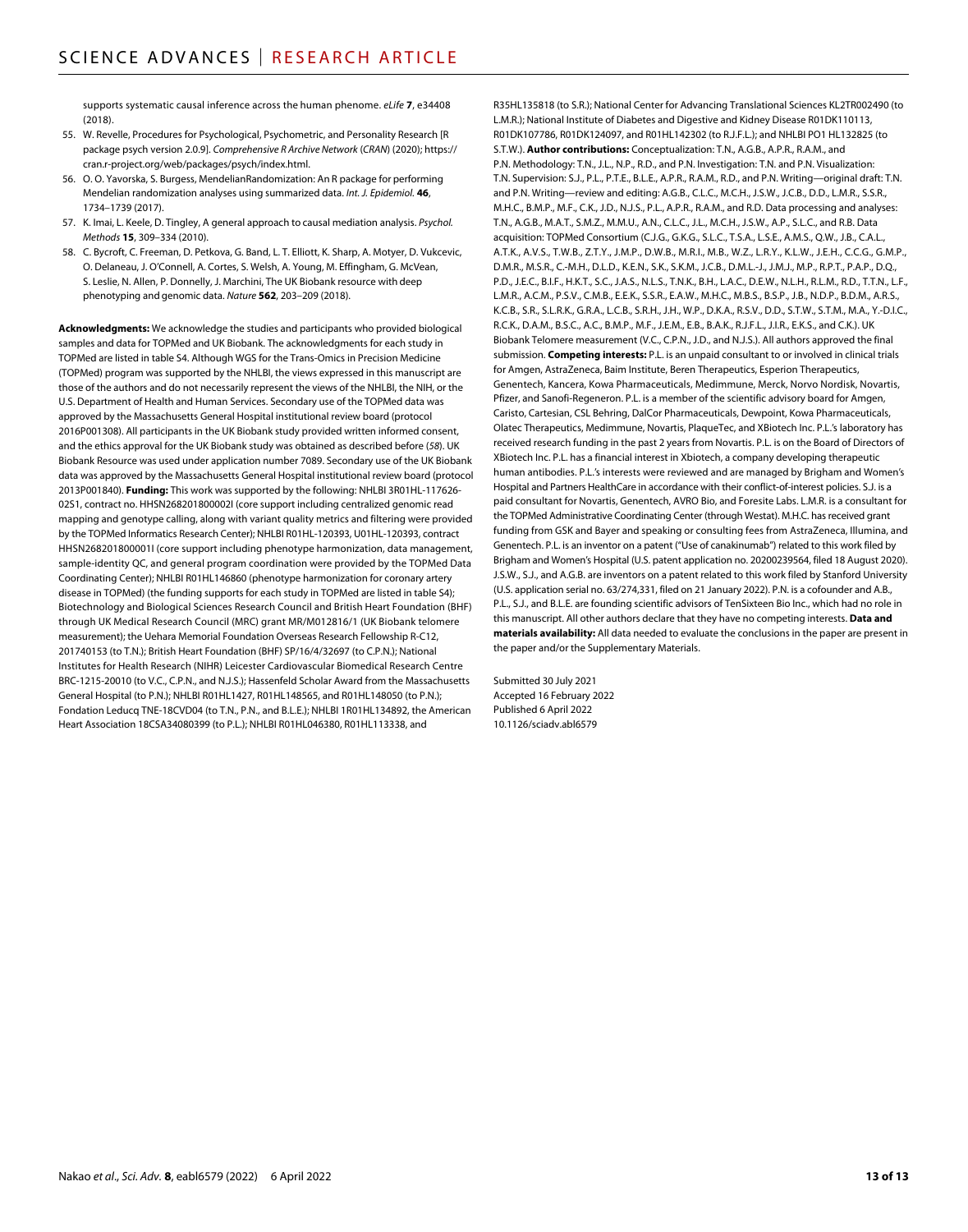supports systematic causal inference across the human phenome. *eLife* **7**, e34408 (2018).

55. W. Revelle, Procedures for Psychological, Psychometric, and Personality Research [R package psych version 2.0.9]. *Comprehensive R Archive Network* (*CRAN*) (2020); https://cran.r-project.org/web/packages/psych/index.html.
56. O. O. Yavorska, S. Burgess, MendelianRandomization: An R package for performing Mendelian randomization analyses using summarized data. *Int. J. Epidemiol.* **46**, 1734–1739 (2017).
57. K. Imai, L. Keele, D. Tingley, A general approach to causal mediation analysis. *Psychol. Methods* **15**, 309–334 (2010).
58. C. Bycroft, C. Freeman, D. Petkova, G. Band, L. T. Elliott, K. Sharp, A. Motyer, D. Vukcevic, O. Delaneau, J. O'Connell, A. Cortes, S. Welsh, A. Young, M. Effingham, G. McVean, S. Leslie, N. Allen, P. Donnelly, J. Marchini, The UK Biobank resource with deep phenotyping and genomic data. *Nature* **562**, 203–209 (2018).

**Acknowledgments:** We acknowledge the studies and participants who provided biological samples and data for TOPMed and UK Biobank. The acknowledgments for each study in TOPMed are listed in table S4. Although WGS for the Trans-Omics in Precision Medicine (TOPMed) program was supported by the NHLBI, the views expressed in this manuscript are those of the authors and do not necessarily represent the views of the NHLBI, the NIH, or the U.S. Department of Health and Human Services. Secondary use of the TOPMed data was approved by the Massachusetts General Hospital institutional review board (protocol 2016P001308). All participants in the UK Biobank study provided written informed consent, and the ethics approval for the UK Biobank study was obtained as described before (*58*). UK Biobank Resource was used under application number 7089. Secondary use of the UK Biobank data was approved by the Massachusetts General Hospital institutional review board (protocol 2013P001840). **Funding:** This work was supported by the following: NHLBI 3R01HL-117626-02S1, contract no. HHSN268201800002I (core support including centralized genomic read mapping and genotype calling, along with variant quality metrics and filtering were provided by the TOPMed Informatics Research Center); NHLBI R01HL-120393, U01HL-120393, contract HHSN268201800001I (core support including phenotype harmonization, data management, sample-identity QC, and general program coordination were provided by the TOPMed Data Coordinating Center); NHLBI R01HL146860 (phenotype harmonization for coronary artery disease in TOPMed) (the funding supports for each study in TOPMed are listed in table S4); Biotechnology and Biological Sciences Research Council and British Heart Foundation (BHF) through UK Medical Research Council (MRC) grant MR/M012816/1 (UK Biobank telomere measurement); the Uehara Memorial Foundation Overseas Research Fellowship R-C12, 201740153 (to T.N.); British Heart Foundation (BHF) SP/16/4/32697 (to C.P.N.); National Institutes for Health Research (NIHR) Leicester Cardiovascular Biomedical Research Centre BRC-1215-20010 (to V.C., C.P.N., and N.J.S.); Hassenfeld Scholar Award from the Massachusetts General Hospital (to P.N.); NHLBI R01HL1427, R01HL148565, and R01HL148050 (to P.N.); Fondation Leducq TNE-18CVD04 (to T.N., P.N., and B.L.E.); NHLBI 1R01HL134892, the American Heart Association 18CSA34080399 (to P.L.); NHLBI R01HL046380, R01HL113338, and R35HL135818 (to S.R.); National Center for Advancing Translational Sciences KL2TR002490 (to L.M.R.); National Institute of Diabetes and Digestive and Kidney Disease R01DK110113, R01DK107786, R01DK124097, and R01HL142302 (to R.J.F.L.); and NHLBI PO1 HL132825 (to S.T.W.). **Author contributions:** Conceptualization: T.N., A.G.B., A.P.R., R.A.M., and P.N. Methodology: T.N., J.L., N.P., R.D., and P.N. Investigation: T.N. and P.N. Visualization: T.N. Supervision: S.J., P.L., P.T.E., B.L.E., A.P.R., R.A.M., R.D., and P.N. Writing—original draft: T.N. and P.N. Writing—review and editing: A.G.B., C.L.C., M.C.H., J.S.W., J.C.B., D.D., L.M.R., S.S.R., M.H.C., B.M.P., M.F., C.K., J.D., N.J.S., P.L., A.P.R., R.A.M., and R.D. Data processing and analyses: T.N., A.G.B., M.A.T., S.M.Z., M.M.U., A.N., C.L.C., J.L., M.C.H., J.S.W., A.P., S.L.C., and R.B. Data acquisition: TOPMed Consortium (C.J.G., G.K.G., S.L.C., T.S.A., L.S.E., A.M.S., Q.W., J.B., C.A.L., A.T.K., A.V.S., T.W.B., Z.T.Y., J.M.P., D.W.B., M.R.I., M.B., W.Z., L.R.Y., K.L.W., J.E.H., C.C.G., G.M.P., D.M.R., M.S.R., C.-M.H., D.L.D., K.E.N., S.K., S.K.M., J.C.B., D.M.L.-J., J.M.J., M.P., R.P.T., P.A.P., D.Q., P.D., J.E.C., B.I.F., H.K.T., S.C., J.A.S., N.L.S., T.N.K., B.H., L.A.C., D.E.W., N.L.H., R.L.M., R.D., T.T.N., L.F., L.M.R., A.C.M., P.S.V., C.M.B., E.E.K., S.S.R., E.A.W., M.H.C., M.B.S., B.S.P., J.B., N.D.P., B.D.M., A.R.S., K.C.B., S.R., S.L.R.K., G.R.A., L.C.B., S.R.H., J.H., W.P., D.K.A., R.S.V., D.D., S.T.W., S.T.M., M.A., Y.-D.I.C., R.C.K., D.A.M., B.S.C., A.C., B.M.P., M.F., J.E.M., E.B., B.A.K., R.J.F.L., J.I.R., E.K.S., and C.K.). UK Biobank Telomere measurement (V.C., C.P.N., J.D., and N.J.S.). All authors approved the final submission. **Competing interests:** P.L. is an unpaid consultant to or involved in clinical trials for Amgen, AstraZeneca, Baim Institute, Beren Therapeutics, Esperion Therapeutics, Genentech, Kancera, Kowa Pharmaceuticals, Medimmune, Merck, Norvo Nordisk, Novartis, Pfizer, and Sanofi-Regeneron. P.L. is a member of the scientific advisory board for Amgen, Caristo, Cartesian, CSL Behring, DalCor Pharmaceuticals, Dewpoint, Kowa Pharmaceuticals, Olatec Therapeutics, Medimmune, Novartis, PlaqueTec, and XBiotech Inc. P.L.'s laboratory has received research funding in the past 2 years from Novartis. P.L. is on the Board of Directors of XBiotech Inc. P.L. has a financial interest in Xbiotech, a company developing therapeutic human antibodies. P.L.'s interests were reviewed and are managed by Brigham and Women's Hospital and Partners HealthCare in accordance with their conflict-of-interest policies. S.J. is a paid consultant for Novartis, Genentech, AVRO Bio, and Foresite Labs. L.M.R. is a consultant for the TOPMed Administrative Coordinating Center (through Westat). M.H.C. has received grant funding from GSK and Bayer and speaking or consulting fees from AstraZeneca, Illumina, and Genentech. P.L. is an inventor on a patent ("Use of canakinumab") related to this work filed by Brigham and Women's Hospital (U.S. patent application no. 20200239564, filed 18 August 2020). J.S.W., S.J., and A.G.B. are inventors on a patent related to this work filed by Stanford University (U.S. application serial no. 63/274,331, filed on 21 January 2022). P.N. is a cofounder and A.B., P.L., S.J., and B.L.E. are founding scientific advisors of TenSixteen Bio Inc., which had no role in this manuscript. All other authors declare that they have no competing interests. **Data and materials availability:** All data needed to evaluate the conclusions in the paper are present in the paper and/or the Supplementary Materials.

Submitted 30 July 2021
Accepted 16 February 2022
Published 6 April 2022
10.1126/sciadv.abl6579